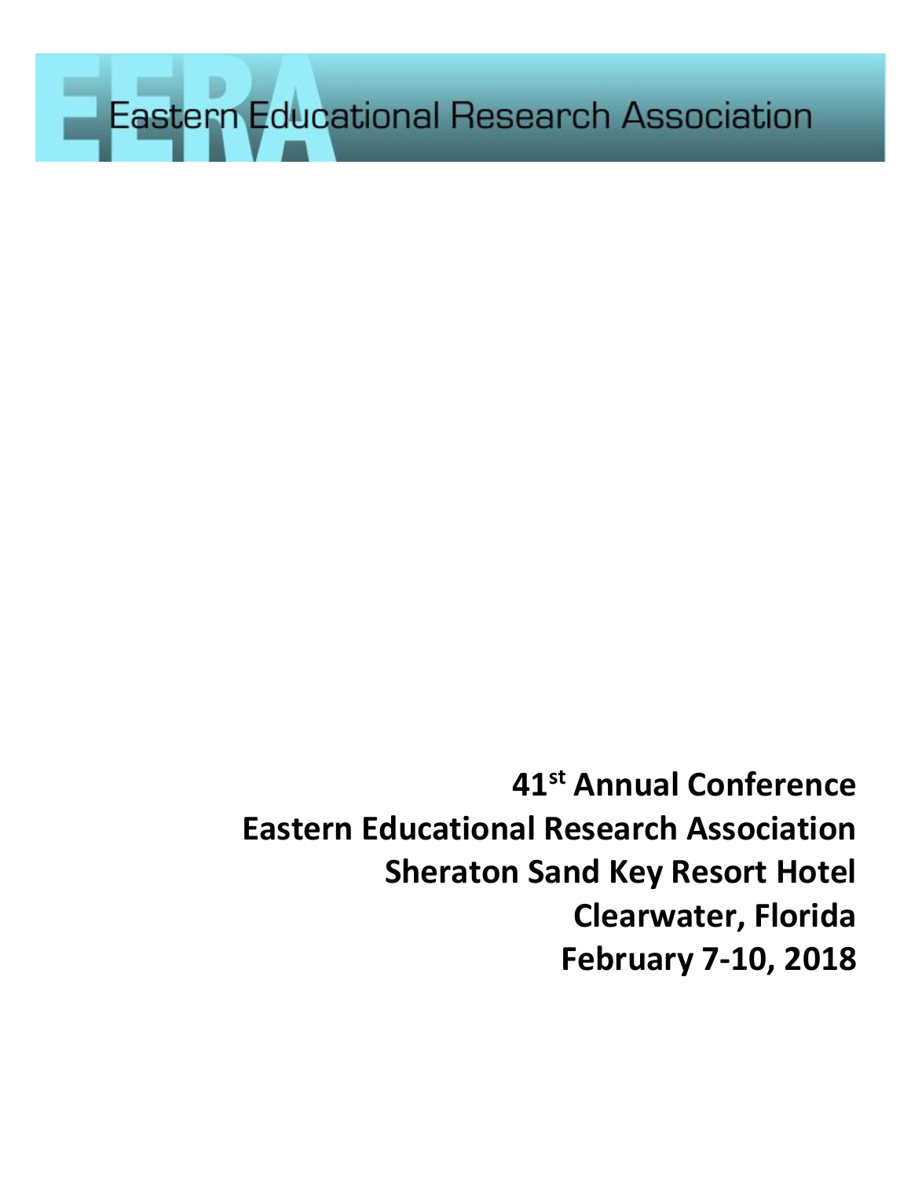# Eastern Educational Research Association

**41st Annual Conference**
**Eastern Educational Research Association**
**Sheraton Sand Key Resort Hotel**
**Clearwater, Florida**
**February 7-10, 2018**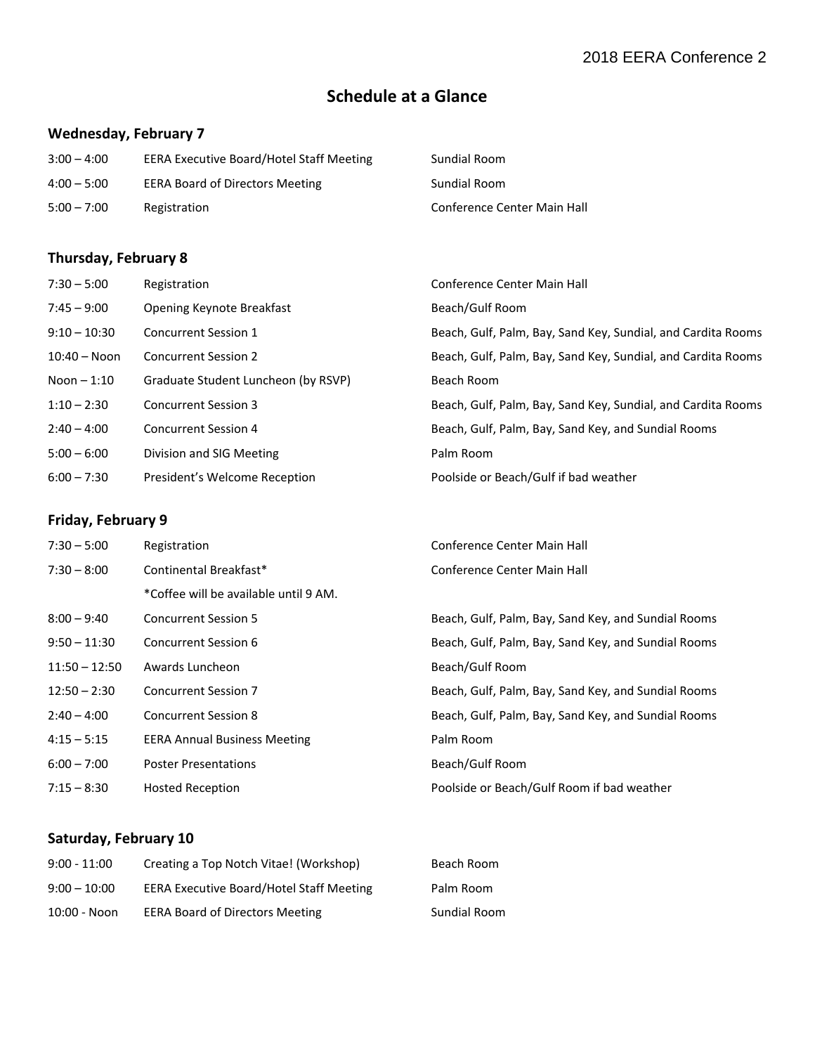# Schedule at a Glance

## Wednesday, February 7

| | | |
|---|---|---|
| 3:00 – 4:00 | EERA Executive Board/Hotel Staff Meeting | Sundial Room |
| 4:00 – 5:00 | EERA Board of Directors Meeting | Sundial Room |
| 5:00 – 7:00 | Registration | Conference Center Main Hall |

## Thursday, February 8

| | | |
|---|---|---|
| 7:30 – 5:00 | Registration | Conference Center Main Hall |
| 7:45 – 9:00 | Opening Keynote Breakfast | Beach/Gulf Room |
| 9:10 – 10:30 | Concurrent Session 1 | Beach, Gulf, Palm, Bay, Sand Key, Sundial, and Cardita Rooms |
| 10:40 – Noon | Concurrent Session 2 | Beach, Gulf, Palm, Bay, Sand Key, Sundial, and Cardita Rooms |
| Noon – 1:10 | Graduate Student Luncheon (by RSVP) | Beach Room |
| 1:10 – 2:30 | Concurrent Session 3 | Beach, Gulf, Palm, Bay, Sand Key, Sundial, and Cardita Rooms |
| 2:40 – 4:00 | Concurrent Session 4 | Beach, Gulf, Palm, Bay, Sand Key, and Sundial Rooms |
| 5:00 – 6:00 | Division and SIG Meeting | Palm Room |
| 6:00 – 7:30 | President's Welcome Reception | Poolside or Beach/Gulf if bad weather |

## Friday, February 9

| | | |
|---|---|---|
| 7:30 – 5:00 | Registration | Conference Center Main Hall |
| 7:30 – 8:00 | Continental Breakfast* | Conference Center Main Hall |
| | *Coffee will be available until 9 AM. | |
| 8:00 – 9:40 | Concurrent Session 5 | Beach, Gulf, Palm, Bay, Sand Key, and Sundial Rooms |
| 9:50 – 11:30 | Concurrent Session 6 | Beach, Gulf, Palm, Bay, Sand Key, and Sundial Rooms |
| 11:50 – 12:50 | Awards Luncheon | Beach/Gulf Room |
| 12:50 – 2:30 | Concurrent Session 7 | Beach, Gulf, Palm, Bay, Sand Key, and Sundial Rooms |
| 2:40 – 4:00 | Concurrent Session 8 | Beach, Gulf, Palm, Bay, Sand Key, and Sundial Rooms |
| 4:15 – 5:15 | EERA Annual Business Meeting | Palm Room |
| 6:00 – 7:00 | Poster Presentations | Beach/Gulf Room |
| 7:15 – 8:30 | Hosted Reception | Poolside or Beach/Gulf Room if bad weather |

## Saturday, February 10

| | | |
|---|---|---|
| 9:00 - 11:00 | Creating a Top Notch Vitae! (Workshop) | Beach Room |
| 9:00 – 10:00 | EERA Executive Board/Hotel Staff Meeting | Palm Room |
| 10:00 - Noon | EERA Board of Directors Meeting | Sundial Room |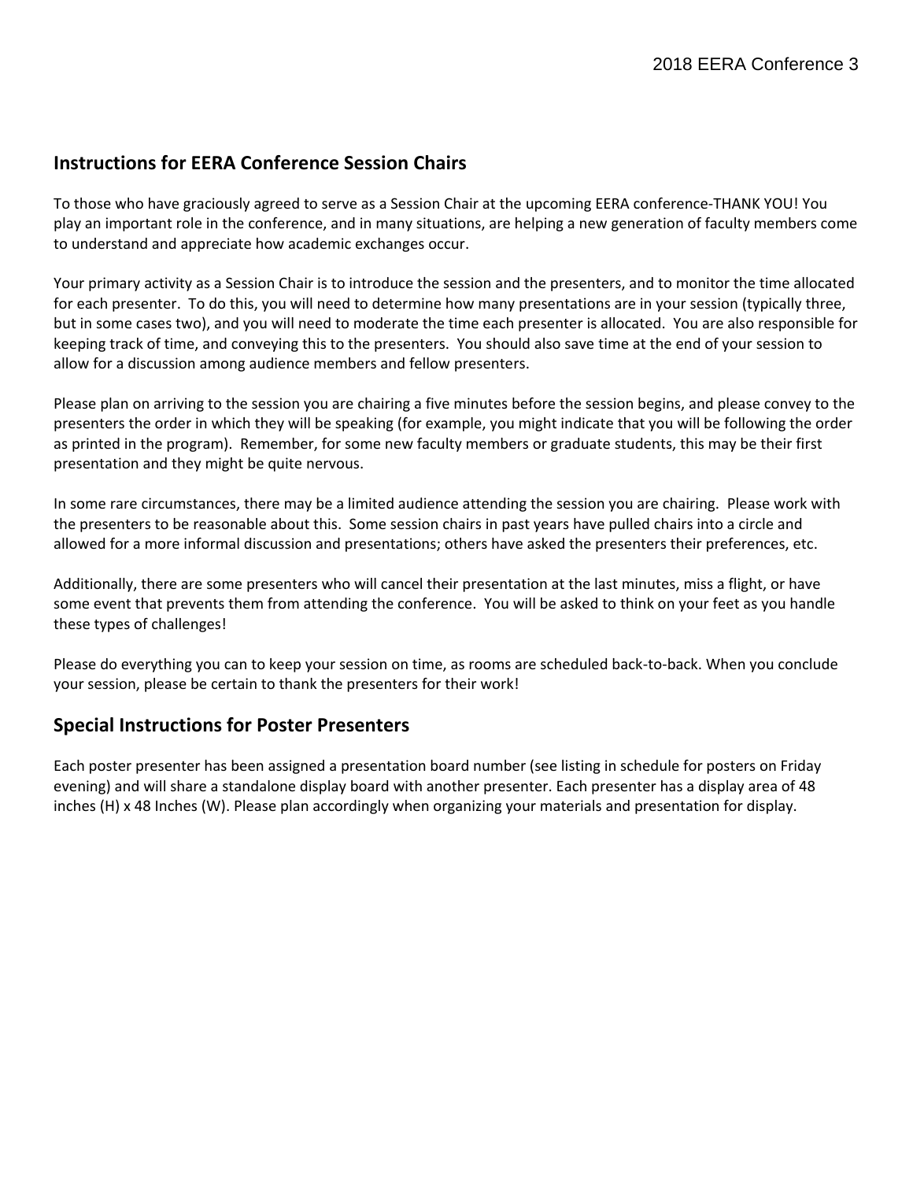## Instructions for EERA Conference Session Chairs

To those who have graciously agreed to serve as a Session Chair at the upcoming EERA conference-THANK YOU! You play an important role in the conference, and in many situations, are helping a new generation of faculty members come to understand and appreciate how academic exchanges occur.

Your primary activity as a Session Chair is to introduce the session and the presenters, and to monitor the time allocated for each presenter. To do this, you will need to determine how many presentations are in your session (typically three, but in some cases two), and you will need to moderate the time each presenter is allocated. You are also responsible for keeping track of time, and conveying this to the presenters. You should also save time at the end of your session to allow for a discussion among audience members and fellow presenters.

Please plan on arriving to the session you are chairing a five minutes before the session begins, and please convey to the presenters the order in which they will be speaking (for example, you might indicate that you will be following the order as printed in the program). Remember, for some new faculty members or graduate students, this may be their first presentation and they might be quite nervous.

In some rare circumstances, there may be a limited audience attending the session you are chairing. Please work with the presenters to be reasonable about this. Some session chairs in past years have pulled chairs into a circle and allowed for a more informal discussion and presentations; others have asked the presenters their preferences, etc.

Additionally, there are some presenters who will cancel their presentation at the last minutes, miss a flight, or have some event that prevents them from attending the conference. You will be asked to think on your feet as you handle these types of challenges!

Please do everything you can to keep your session on time, as rooms are scheduled back-to-back. When you conclude your session, please be certain to thank the presenters for their work!

## Special Instructions for Poster Presenters

Each poster presenter has been assigned a presentation board number (see listing in schedule for posters on Friday evening) and will share a standalone display board with another presenter. Each presenter has a display area of 48 inches (H) x 48 Inches (W). Please plan accordingly when organizing your materials and presentation for display.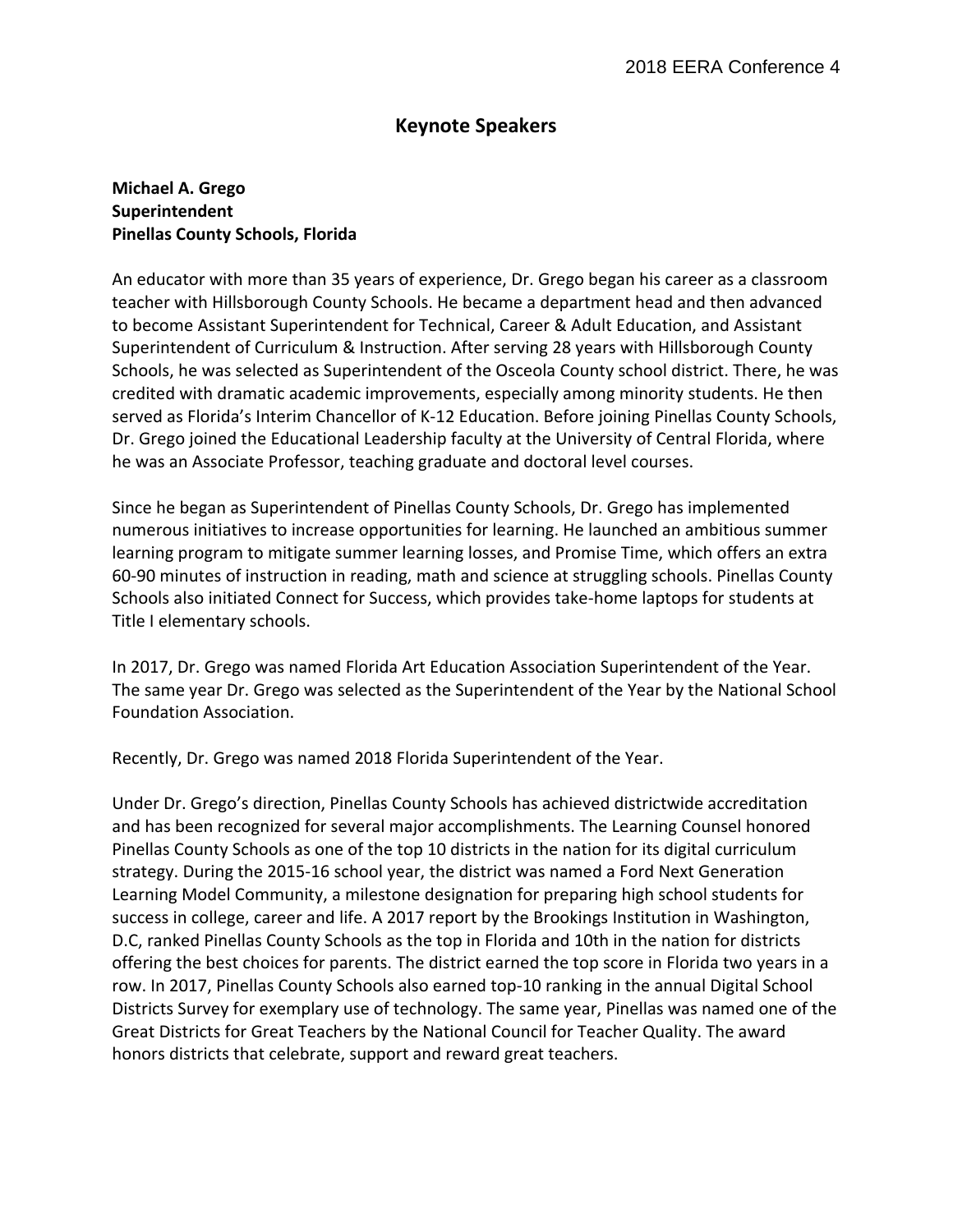## Keynote Speakers

**Michael A. Grego**
**Superintendent**
**Pinellas County Schools, Florida**

An educator with more than 35 years of experience, Dr. Grego began his career as a classroom teacher with Hillsborough County Schools. He became a department head and then advanced to become Assistant Superintendent for Technical, Career & Adult Education, and Assistant Superintendent of Curriculum & Instruction. After serving 28 years with Hillsborough County Schools, he was selected as Superintendent of the Osceola County school district. There, he was credited with dramatic academic improvements, especially among minority students. He then served as Florida's Interim Chancellor of K-12 Education. Before joining Pinellas County Schools, Dr. Grego joined the Educational Leadership faculty at the University of Central Florida, where he was an Associate Professor, teaching graduate and doctoral level courses.

Since he began as Superintendent of Pinellas County Schools, Dr. Grego has implemented numerous initiatives to increase opportunities for learning. He launched an ambitious summer learning program to mitigate summer learning losses, and Promise Time, which offers an extra 60-90 minutes of instruction in reading, math and science at struggling schools. Pinellas County Schools also initiated Connect for Success, which provides take-home laptops for students at Title I elementary schools.

In 2017, Dr. Grego was named Florida Art Education Association Superintendent of the Year. The same year Dr. Grego was selected as the Superintendent of the Year by the National School Foundation Association.

Recently, Dr. Grego was named 2018 Florida Superintendent of the Year.

Under Dr. Grego's direction, Pinellas County Schools has achieved districtwide accreditation and has been recognized for several major accomplishments. The Learning Counsel honored Pinellas County Schools as one of the top 10 districts in the nation for its digital curriculum strategy. During the 2015-16 school year, the district was named a Ford Next Generation Learning Model Community, a milestone designation for preparing high school students for success in college, career and life. A 2017 report by the Brookings Institution in Washington, D.C, ranked Pinellas County Schools as the top in Florida and 10th in the nation for districts offering the best choices for parents. The district earned the top score in Florida two years in a row. In 2017, Pinellas County Schools also earned top-10 ranking in the annual Digital School Districts Survey for exemplary use of technology. The same year, Pinellas was named one of the Great Districts for Great Teachers by the National Council for Teacher Quality. The award honors districts that celebrate, support and reward great teachers.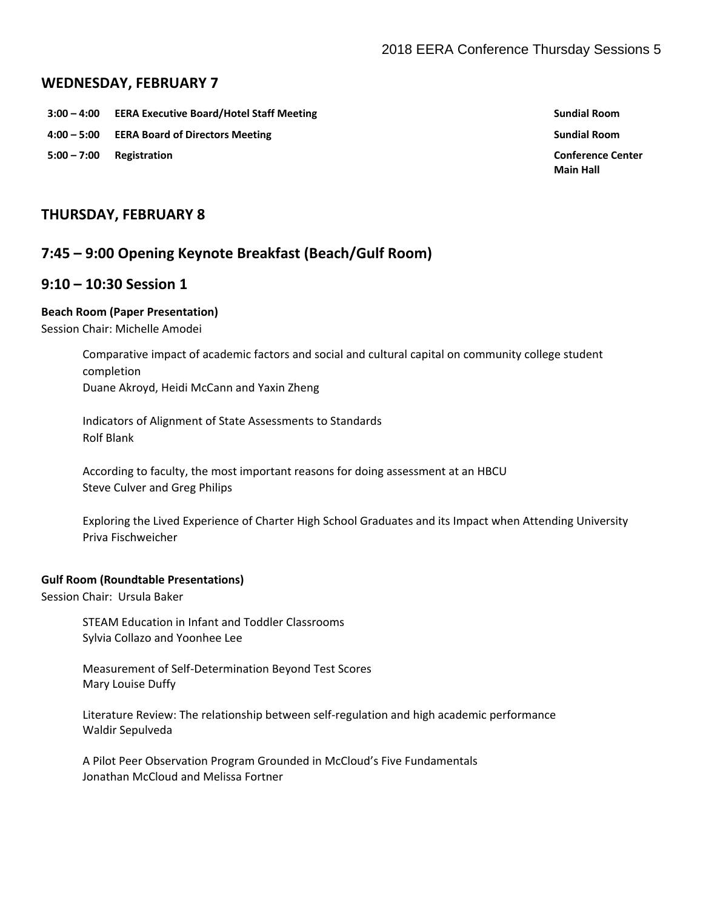## WEDNESDAY, FEBRUARY 7

| | | |
|---|---|---|
| **3:00 – 4:00** | **EERA Executive Board/Hotel Staff Meeting** | **Sundial Room** |
| **4:00 – 5:00** | **EERA Board of Directors Meeting** | **Sundial Room** |
| **5:00 – 7:00** | **Registration** | **Conference Center Main Hall** |

## THURSDAY, FEBRUARY 8

## 7:45 – 9:00 Opening Keynote Breakfast (Beach/Gulf Room)

## 9:10 – 10:30 Session 1

**Beach Room (Paper Presentation)**
Session Chair: Michelle Amodei

Comparative impact of academic factors and social and cultural capital on community college student completion
Duane Akroyd, Heidi McCann and Yaxin Zheng

Indicators of Alignment of State Assessments to Standards
Rolf Blank

According to faculty, the most important reasons for doing assessment at an HBCU
Steve Culver and Greg Philips

Exploring the Lived Experience of Charter High School Graduates and its Impact when Attending University
Priva Fischweicher

**Gulf Room (Roundtable Presentations)**
Session Chair: Ursula Baker

STEAM Education in Infant and Toddler Classrooms
Sylvia Collazo and Yoonhee Lee

Measurement of Self-Determination Beyond Test Scores
Mary Louise Duffy

Literature Review: The relationship between self-regulation and high academic performance
Waldir Sepulveda

A Pilot Peer Observation Program Grounded in McCloud's Five Fundamentals
Jonathan McCloud and Melissa Fortner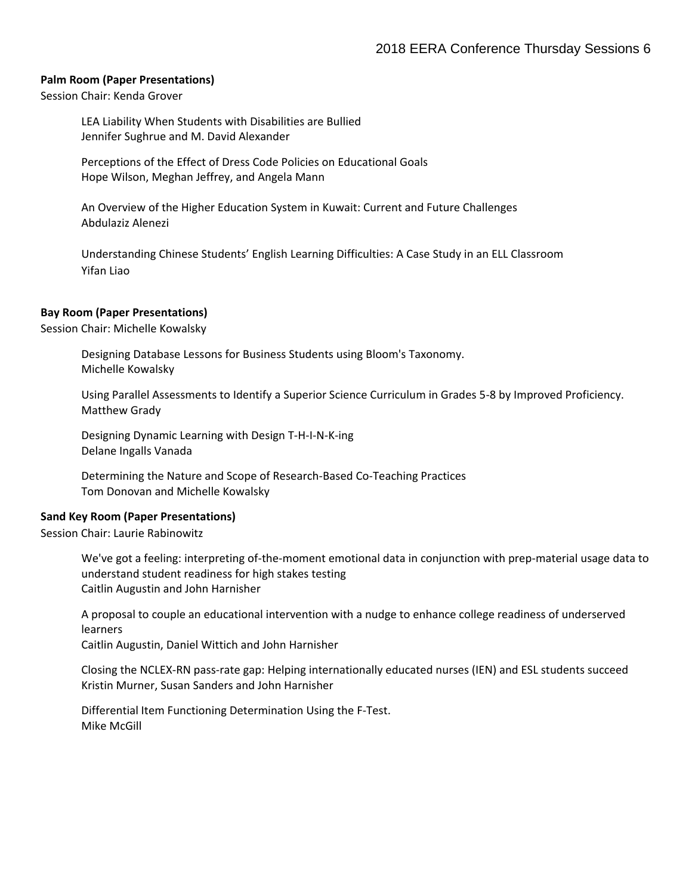**Palm Room (Paper Presentations)**

Session Chair: Kenda Grover

LEA Liability When Students with Disabilities are Bullied
Jennifer Sughrue and M. David Alexander

Perceptions of the Effect of Dress Code Policies on Educational Goals
Hope Wilson, Meghan Jeffrey, and Angela Mann

An Overview of the Higher Education System in Kuwait: Current and Future Challenges
Abdulaziz Alenezi

Understanding Chinese Students' English Learning Difficulties: A Case Study in an ELL Classroom
Yifan Liao

**Bay Room (Paper Presentations)**

Session Chair: Michelle Kowalsky

Designing Database Lessons for Business Students using Bloom's Taxonomy.
Michelle Kowalsky

Using Parallel Assessments to Identify a Superior Science Curriculum in Grades 5-8 by Improved Proficiency.
Matthew Grady

Designing Dynamic Learning with Design T-H-I-N-K-ing
Delane Ingalls Vanada

Determining the Nature and Scope of Research-Based Co-Teaching Practices
Tom Donovan and Michelle Kowalsky

**Sand Key Room (Paper Presentations)**

Session Chair: Laurie Rabinowitz

We've got a feeling: interpreting of-the-moment emotional data in conjunction with prep-material usage data to understand student readiness for high stakes testing
Caitlin Augustin and John Harnisher

A proposal to couple an educational intervention with a nudge to enhance college readiness of underserved learners
Caitlin Augustin, Daniel Wittich and John Harnisher

Closing the NCLEX-RN pass-rate gap: Helping internationally educated nurses (IEN) and ESL students succeed
Kristin Murner, Susan Sanders and John Harnisher

Differential Item Functioning Determination Using the F-Test.
Mike McGill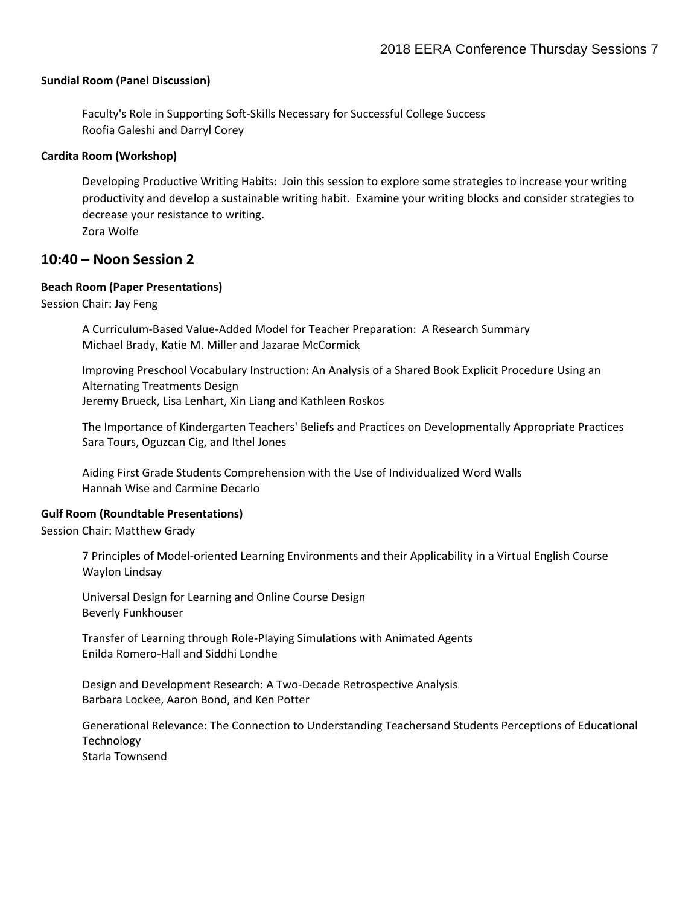**Sundial Room (Panel Discussion)**

Faculty's Role in Supporting Soft-Skills Necessary for Successful College Success
Roofia Galeshi and Darryl Corey

**Cardita Room (Workshop)**

Developing Productive Writing Habits: Join this session to explore some strategies to increase your writing productivity and develop a sustainable writing habit. Examine your writing blocks and consider strategies to decrease your resistance to writing.
Zora Wolfe

## 10:40 – Noon Session 2

**Beach Room (Paper Presentations)**
Session Chair: Jay Feng

A Curriculum-Based Value-Added Model for Teacher Preparation: A Research Summary
Michael Brady, Katie M. Miller and Jazarae McCormick

Improving Preschool Vocabulary Instruction: An Analysis of a Shared Book Explicit Procedure Using an Alternating Treatments Design
Jeremy Brueck, Lisa Lenhart, Xin Liang and Kathleen Roskos

The Importance of Kindergarten Teachers' Beliefs and Practices on Developmentally Appropriate Practices
Sara Tours, Oguzcan Cig, and Ithel Jones

Aiding First Grade Students Comprehension with the Use of Individualized Word Walls
Hannah Wise and Carmine Decarlo

**Gulf Room (Roundtable Presentations)**
Session Chair: Matthew Grady

7 Principles of Model-oriented Learning Environments and their Applicability in a Virtual English Course
Waylon Lindsay

Universal Design for Learning and Online Course Design
Beverly Funkhouser

Transfer of Learning through Role-Playing Simulations with Animated Agents
Enilda Romero-Hall and Siddhi Londhe

Design and Development Research: A Two-Decade Retrospective Analysis
Barbara Lockee, Aaron Bond, and Ken Potter

Generational Relevance: The Connection to Understanding Teachersand Students Perceptions of Educational Technology
Starla Townsend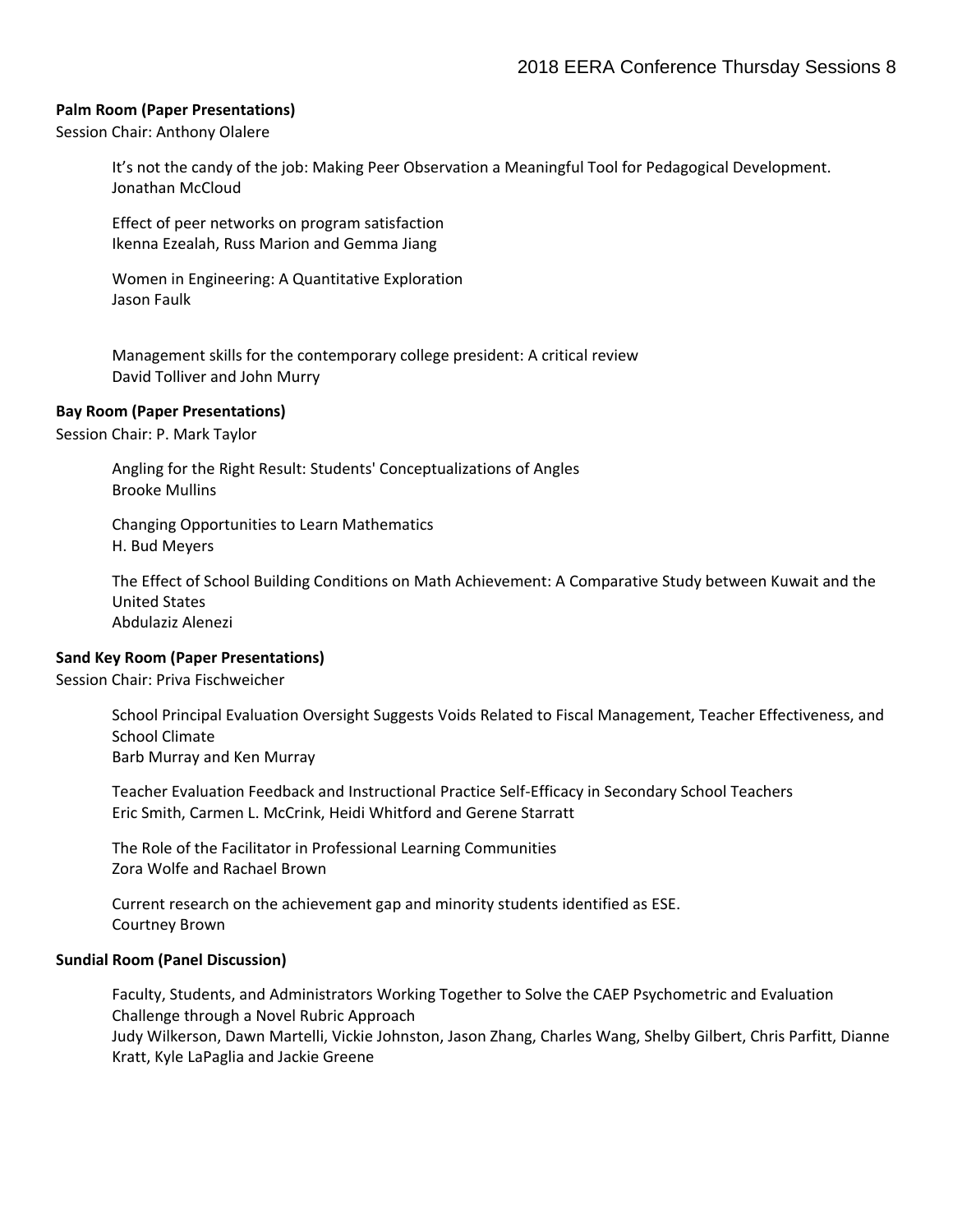**Palm Room (Paper Presentations)**

Session Chair: Anthony Olalere

It's not the candy of the job: Making Peer Observation a Meaningful Tool for Pedagogical Development.
Jonathan McCloud

Effect of peer networks on program satisfaction
Ikenna Ezealah, Russ Marion and Gemma Jiang

Women in Engineering: A Quantitative Exploration
Jason Faulk

Management skills for the contemporary college president: A critical review
David Tolliver and John Murry

**Bay Room (Paper Presentations)**

Session Chair: P. Mark Taylor

Angling for the Right Result: Students' Conceptualizations of Angles
Brooke Mullins

Changing Opportunities to Learn Mathematics
H. Bud Meyers

The Effect of School Building Conditions on Math Achievement: A Comparative Study between Kuwait and the United States
Abdulaziz Alenezi

**Sand Key Room (Paper Presentations)**

Session Chair: Priva Fischweicher

School Principal Evaluation Oversight Suggests Voids Related to Fiscal Management, Teacher Effectiveness, and School Climate
Barb Murray and Ken Murray

Teacher Evaluation Feedback and Instructional Practice Self-Efficacy in Secondary School Teachers
Eric Smith, Carmen L. McCrink, Heidi Whitford and Gerene Starratt

The Role of the Facilitator in Professional Learning Communities
Zora Wolfe and Rachael Brown

Current research on the achievement gap and minority students identified as ESE.
Courtney Brown

**Sundial Room (Panel Discussion)**

Faculty, Students, and Administrators Working Together to Solve the CAEP Psychometric and Evaluation Challenge through a Novel Rubric Approach
Judy Wilkerson, Dawn Martelli, Vickie Johnston, Jason Zhang, Charles Wang, Shelby Gilbert, Chris Parfitt, Dianne Kratt, Kyle LaPaglia and Jackie Greene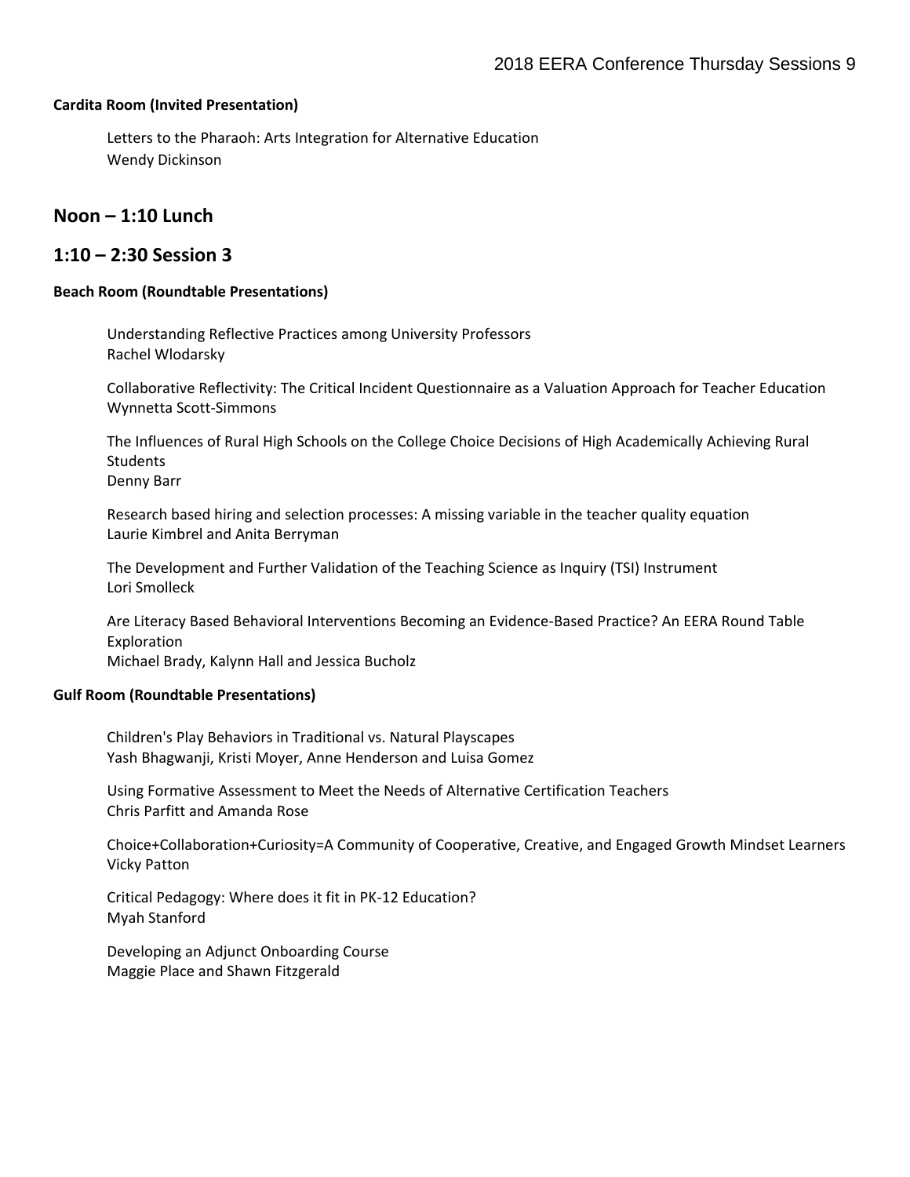#### Cardita Room (Invited Presentation)

Letters to the Pharaoh: Arts Integration for Alternative Education
Wendy Dickinson

## Noon – 1:10 Lunch

## 1:10 – 2:30 Session 3

#### Beach Room (Roundtable Presentations)

Understanding Reflective Practices among University Professors
Rachel Wlodarsky

Collaborative Reflectivity: The Critical Incident Questionnaire as a Valuation Approach for Teacher Education
Wynnetta Scott-Simmons

The Influences of Rural High Schools on the College Choice Decisions of High Academically Achieving Rural Students
Denny Barr

Research based hiring and selection processes: A missing variable in the teacher quality equation
Laurie Kimbrel and Anita Berryman

The Development and Further Validation of the Teaching Science as Inquiry (TSI) Instrument
Lori Smolleck

Are Literacy Based Behavioral Interventions Becoming an Evidence-Based Practice? An EERA Round Table Exploration
Michael Brady, Kalynn Hall and Jessica Bucholz

#### Gulf Room (Roundtable Presentations)

Children's Play Behaviors in Traditional vs. Natural Playscapes
Yash Bhagwanji, Kristi Moyer, Anne Henderson and Luisa Gomez

Using Formative Assessment to Meet the Needs of Alternative Certification Teachers
Chris Parfitt and Amanda Rose

Choice+Collaboration+Curiosity=A Community of Cooperative, Creative, and Engaged Growth Mindset Learners
Vicky Patton

Critical Pedagogy: Where does it fit in PK-12 Education?
Myah Stanford

Developing an Adjunct Onboarding Course
Maggie Place and Shawn Fitzgerald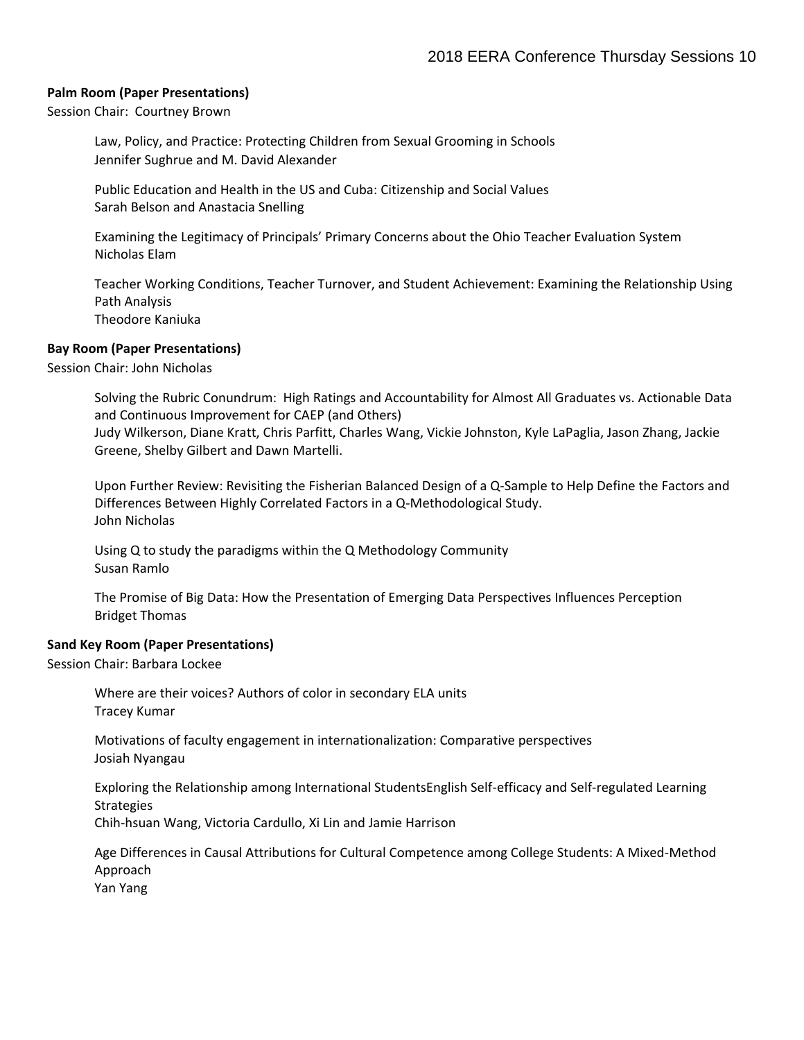**Palm Room (Paper Presentations)**

Session Chair: Courtney Brown

Law, Policy, and Practice: Protecting Children from Sexual Grooming in Schools
Jennifer Sughrue and M. David Alexander

Public Education and Health in the US and Cuba: Citizenship and Social Values
Sarah Belson and Anastacia Snelling

Examining the Legitimacy of Principals' Primary Concerns about the Ohio Teacher Evaluation System
Nicholas Elam

Teacher Working Conditions, Teacher Turnover, and Student Achievement: Examining the Relationship Using Path Analysis
Theodore Kaniuka

**Bay Room (Paper Presentations)**

Session Chair: John Nicholas

Solving the Rubric Conundrum: High Ratings and Accountability for Almost All Graduates vs. Actionable Data and Continuous Improvement for CAEP (and Others)
Judy Wilkerson, Diane Kratt, Chris Parfitt, Charles Wang, Vickie Johnston, Kyle LaPaglia, Jason Zhang, Jackie Greene, Shelby Gilbert and Dawn Martelli.

Upon Further Review: Revisiting the Fisherian Balanced Design of a Q-Sample to Help Define the Factors and Differences Between Highly Correlated Factors in a Q-Methodological Study.
John Nicholas

Using Q to study the paradigms within the Q Methodology Community
Susan Ramlo

The Promise of Big Data: How the Presentation of Emerging Data Perspectives Influences Perception
Bridget Thomas

**Sand Key Room (Paper Presentations)**

Session Chair: Barbara Lockee

Where are their voices? Authors of color in secondary ELA units
Tracey Kumar

Motivations of faculty engagement in internationalization: Comparative perspectives
Josiah Nyangau

Exploring the Relationship among International StudentsEnglish Self-efficacy and Self-regulated Learning Strategies
Chih-hsuan Wang, Victoria Cardullo, Xi Lin and Jamie Harrison

Age Differences in Causal Attributions for Cultural Competence among College Students: A Mixed-Method Approach
Yan Yang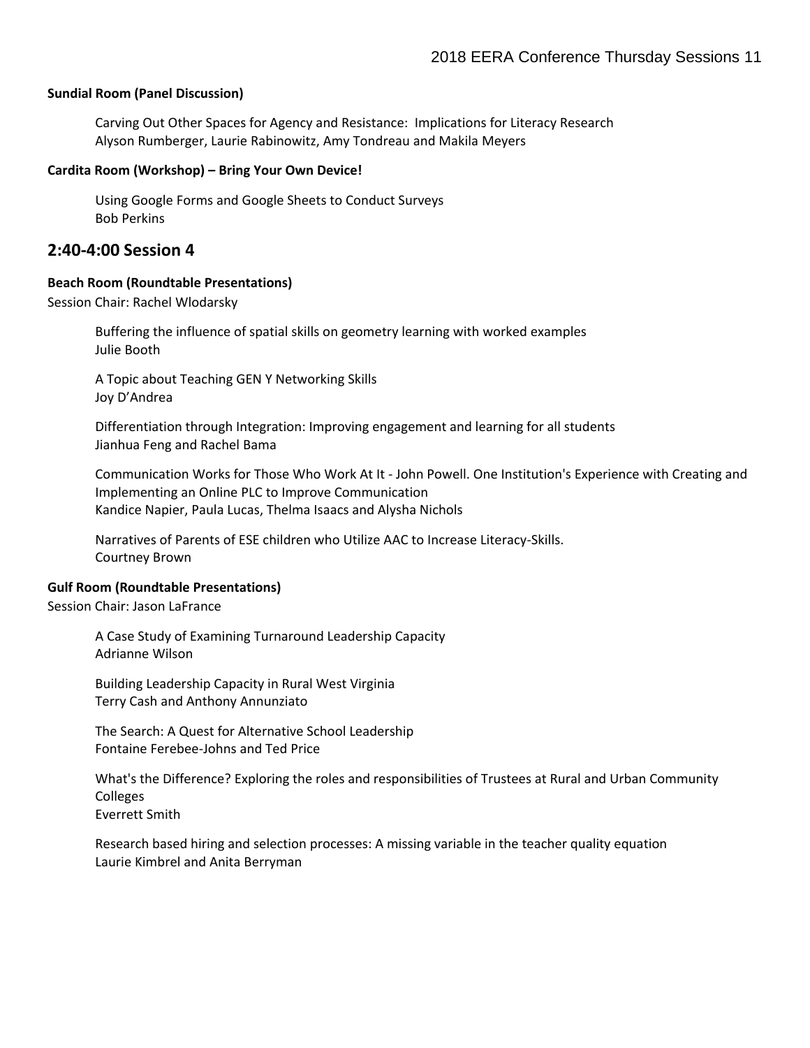**Sundial Room (Panel Discussion)**

Carving Out Other Spaces for Agency and Resistance: Implications for Literacy Research
Alyson Rumberger, Laurie Rabinowitz, Amy Tondreau and Makila Meyers

**Cardita Room (Workshop) – Bring Your Own Device!**

Using Google Forms and Google Sheets to Conduct Surveys
Bob Perkins

## 2:40-4:00 Session 4

**Beach Room (Roundtable Presentations)**
Session Chair: Rachel Wlodarsky

Buffering the influence of spatial skills on geometry learning with worked examples
Julie Booth

A Topic about Teaching GEN Y Networking Skills
Joy D'Andrea

Differentiation through Integration: Improving engagement and learning for all students
Jianhua Feng and Rachel Bama

Communication Works for Those Who Work At It - John Powell. One Institution's Experience with Creating and Implementing an Online PLC to Improve Communication
Kandice Napier, Paula Lucas, Thelma Isaacs and Alysha Nichols

Narratives of Parents of ESE children who Utilize AAC to Increase Literacy-Skills.
Courtney Brown

**Gulf Room (Roundtable Presentations)**
Session Chair: Jason LaFrance

A Case Study of Examining Turnaround Leadership Capacity
Adrianne Wilson

Building Leadership Capacity in Rural West Virginia
Terry Cash and Anthony Annunziato

The Search: A Quest for Alternative School Leadership
Fontaine Ferebee-Johns and Ted Price

What's the Difference? Exploring the roles and responsibilities of Trustees at Rural and Urban Community Colleges
Everrett Smith

Research based hiring and selection processes: A missing variable in the teacher quality equation
Laurie Kimbrel and Anita Berryman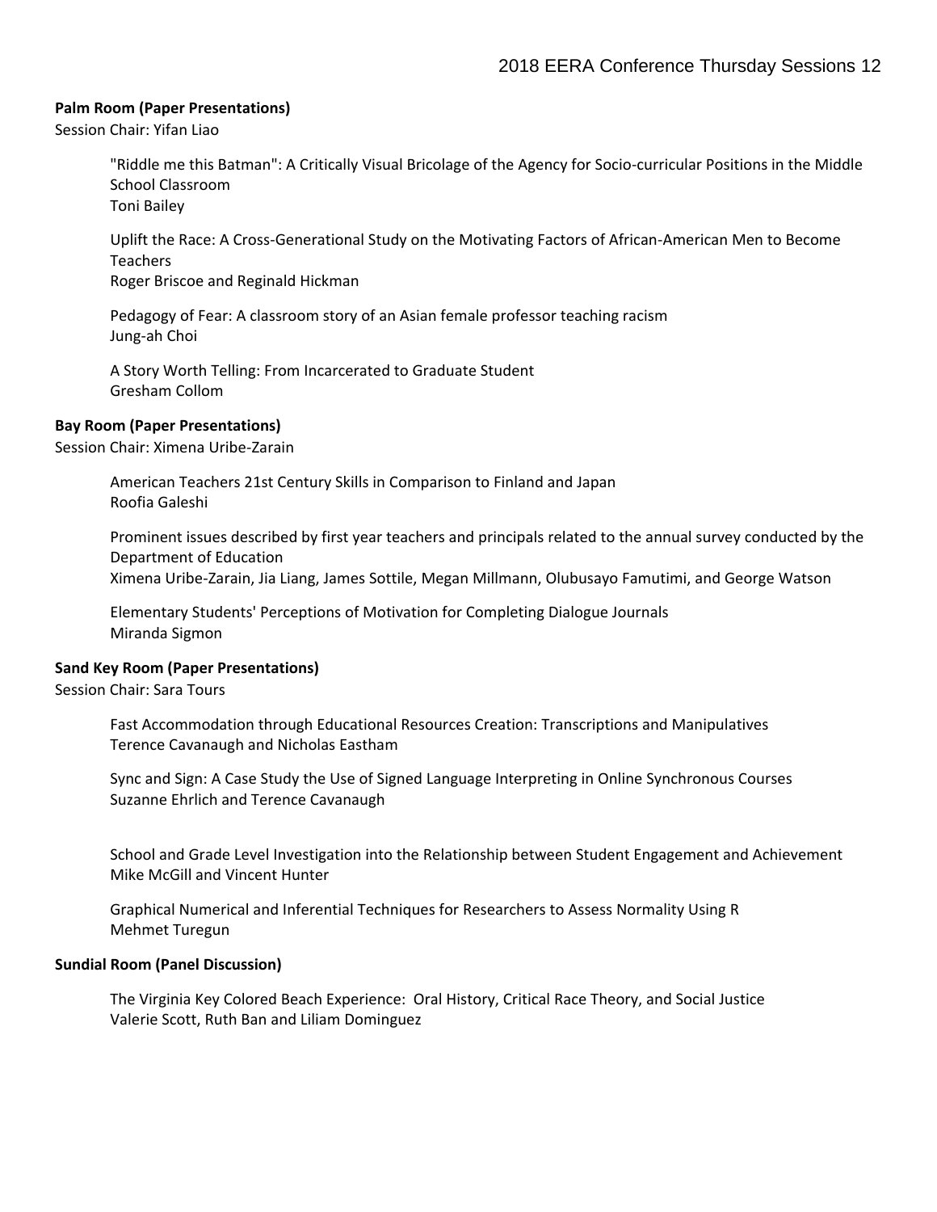**Palm Room (Paper Presentations)**

Session Chair: Yifan Liao

"Riddle me this Batman": A Critically Visual Bricolage of the Agency for Socio-curricular Positions in the Middle School Classroom
Toni Bailey

Uplift the Race: A Cross-Generational Study on the Motivating Factors of African-American Men to Become Teachers
Roger Briscoe and Reginald Hickman

Pedagogy of Fear: A classroom story of an Asian female professor teaching racism
Jung-ah Choi

A Story Worth Telling: From Incarcerated to Graduate Student
Gresham Collom

**Bay Room (Paper Presentations)**

Session Chair: Ximena Uribe-Zarain

American Teachers 21st Century Skills in Comparison to Finland and Japan
Roofia Galeshi

Prominent issues described by first year teachers and principals related to the annual survey conducted by the Department of Education
Ximena Uribe-Zarain, Jia Liang, James Sottile, Megan Millmann, Olubusayo Famutimi, and George Watson

Elementary Students' Perceptions of Motivation for Completing Dialogue Journals
Miranda Sigmon

**Sand Key Room (Paper Presentations)**

Session Chair: Sara Tours

Fast Accommodation through Educational Resources Creation: Transcriptions and Manipulatives
Terence Cavanaugh and Nicholas Eastham

Sync and Sign: A Case Study the Use of Signed Language Interpreting in Online Synchronous Courses
Suzanne Ehrlich and Terence Cavanaugh

School and Grade Level Investigation into the Relationship between Student Engagement and Achievement
Mike McGill and Vincent Hunter

Graphical Numerical and Inferential Techniques for Researchers to Assess Normality Using R
Mehmet Turegun

**Sundial Room (Panel Discussion)**

The Virginia Key Colored Beach Experience: Oral History, Critical Race Theory, and Social Justice
Valerie Scott, Ruth Ban and Liliam Dominguez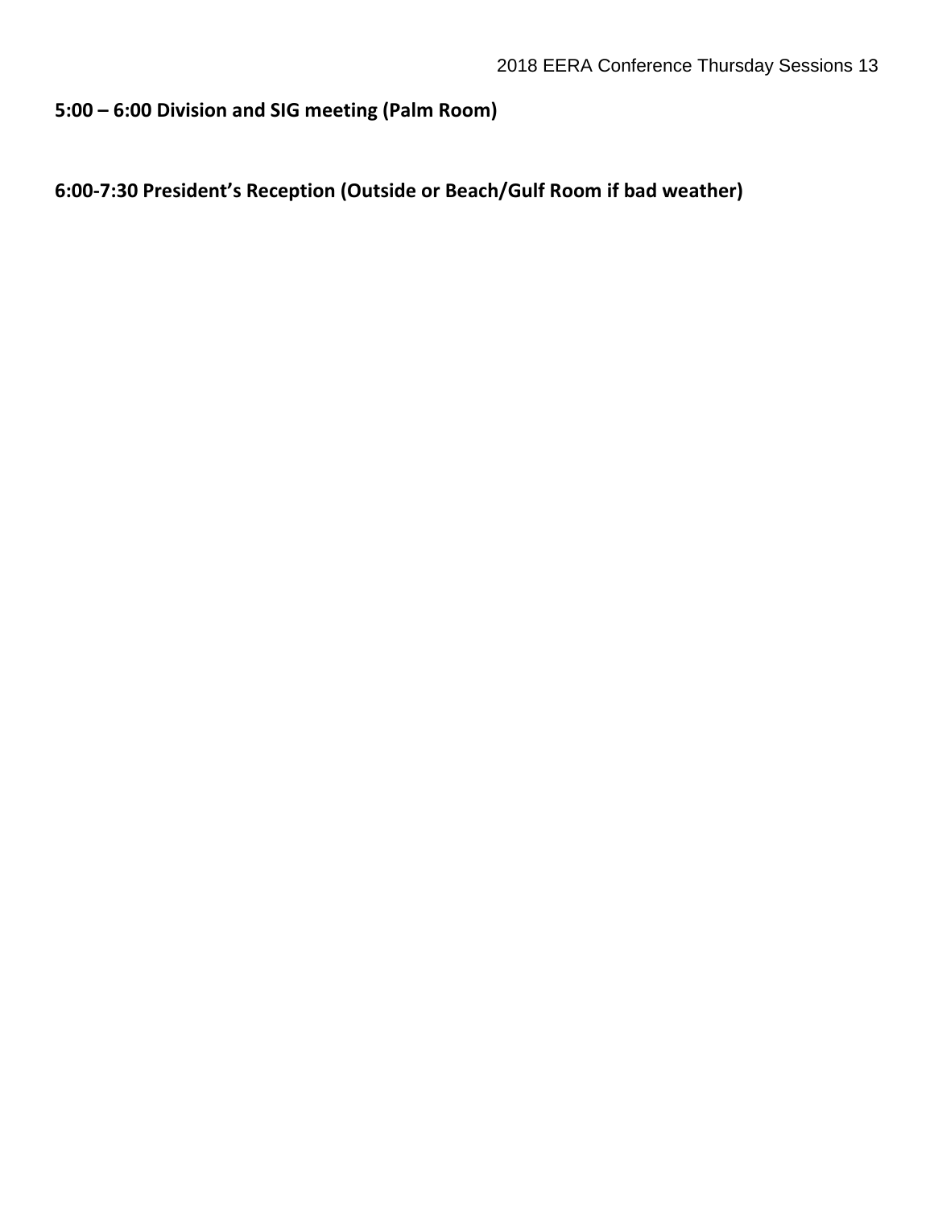**5:00 – 6:00 Division and SIG meeting (Palm Room)**

**6:00-7:30 President's Reception (Outside or Beach/Gulf Room if bad weather)**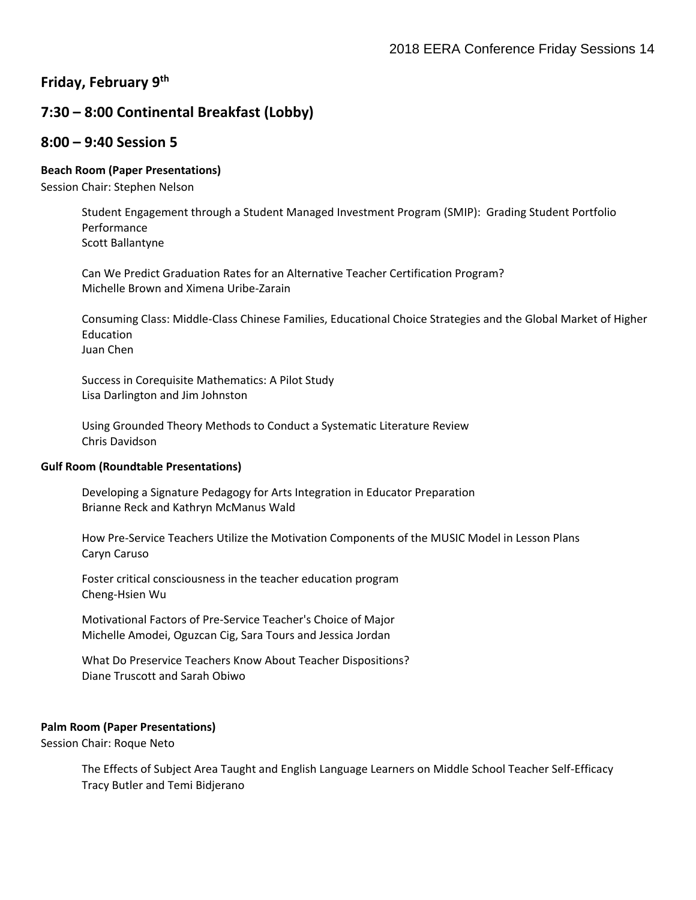## Friday, February 9th

## 7:30 – 8:00 Continental Breakfast (Lobby)

## 8:00 – 9:40 Session 5

**Beach Room (Paper Presentations)**

Session Chair: Stephen Nelson

Student Engagement through a Student Managed Investment Program (SMIP): Grading Student Portfolio Performance
Scott Ballantyne

Can We Predict Graduation Rates for an Alternative Teacher Certification Program?
Michelle Brown and Ximena Uribe-Zarain

Consuming Class: Middle-Class Chinese Families, Educational Choice Strategies and the Global Market of Higher Education
Juan Chen

Success in Corequisite Mathematics: A Pilot Study
Lisa Darlington and Jim Johnston

Using Grounded Theory Methods to Conduct a Systematic Literature Review
Chris Davidson

**Gulf Room (Roundtable Presentations)**

Developing a Signature Pedagogy for Arts Integration in Educator Preparation
Brianne Reck and Kathryn McManus Wald

How Pre-Service Teachers Utilize the Motivation Components of the MUSIC Model in Lesson Plans
Caryn Caruso

Foster critical consciousness in the teacher education program
Cheng-Hsien Wu

Motivational Factors of Pre-Service Teacher's Choice of Major
Michelle Amodei, Oguzcan Cig, Sara Tours and Jessica Jordan

What Do Preservice Teachers Know About Teacher Dispositions?
Diane Truscott and Sarah Obiwo

**Palm Room (Paper Presentations)**

Session Chair: Roque Neto

The Effects of Subject Area Taught and English Language Learners on Middle School Teacher Self-Efficacy
Tracy Butler and Temi Bidjerano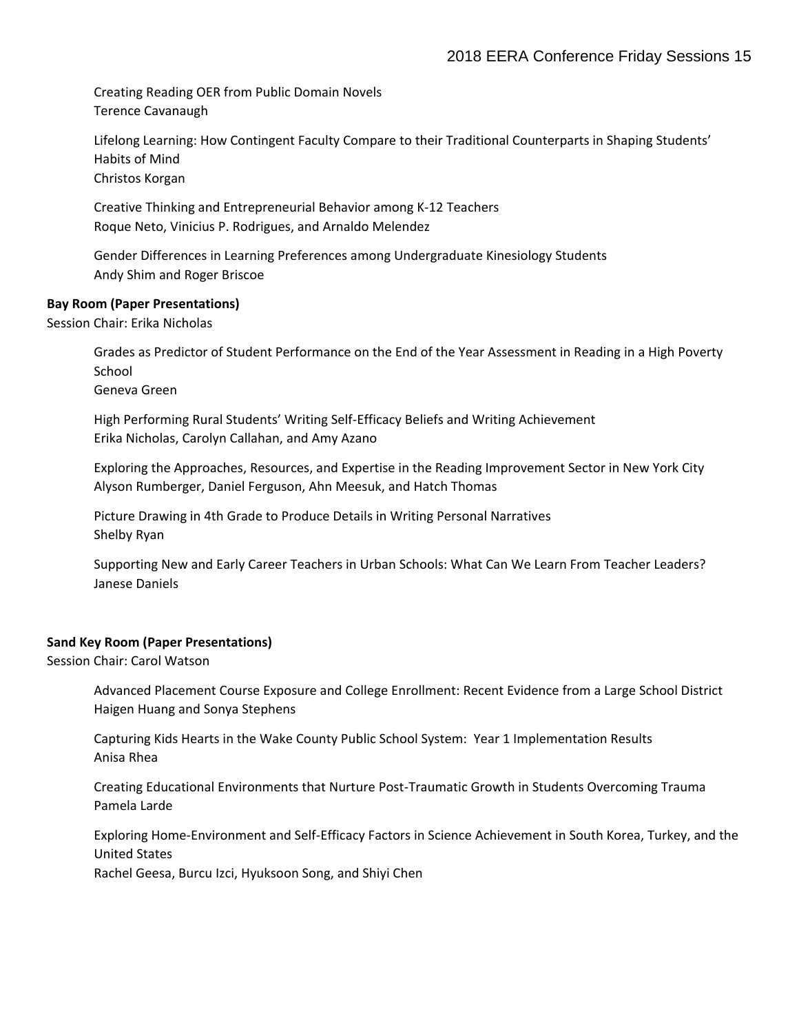Creating Reading OER from Public Domain Novels
Terence Cavanaugh

Lifelong Learning: How Contingent Faculty Compare to their Traditional Counterparts in Shaping Students' Habits of Mind
Christos Korgan

Creative Thinking and Entrepreneurial Behavior among K-12 Teachers
Roque Neto, Vinicius P. Rodrigues, and Arnaldo Melendez

Gender Differences in Learning Preferences among Undergraduate Kinesiology Students
Andy Shim and Roger Briscoe

**Bay Room (Paper Presentations)**
Session Chair: Erika Nicholas

Grades as Predictor of Student Performance on the End of the Year Assessment in Reading in a High Poverty School
Geneva Green

High Performing Rural Students' Writing Self-Efficacy Beliefs and Writing Achievement
Erika Nicholas, Carolyn Callahan, and Amy Azano

Exploring the Approaches, Resources, and Expertise in the Reading Improvement Sector in New York City
Alyson Rumberger, Daniel Ferguson, Ahn Meesuk, and Hatch Thomas

Picture Drawing in 4th Grade to Produce Details in Writing Personal Narratives
Shelby Ryan

Supporting New and Early Career Teachers in Urban Schools: What Can We Learn From Teacher Leaders?
Janese Daniels

**Sand Key Room (Paper Presentations)**
Session Chair: Carol Watson

Advanced Placement Course Exposure and College Enrollment: Recent Evidence from a Large School District
Haigen Huang and Sonya Stephens

Capturing Kids Hearts in the Wake County Public School System: Year 1 Implementation Results
Anisa Rhea

Creating Educational Environments that Nurture Post-Traumatic Growth in Students Overcoming Trauma
Pamela Larde

Exploring Home-Environment and Self-Efficacy Factors in Science Achievement in South Korea, Turkey, and the United States
Rachel Geesa, Burcu Izci, Hyuksoon Song, and Shiyi Chen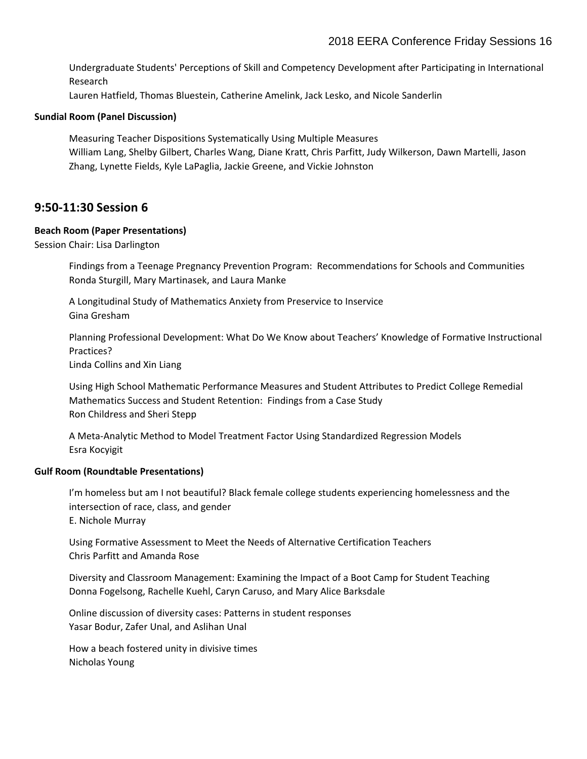Undergraduate Students' Perceptions of Skill and Competency Development after Participating in International Research
Lauren Hatfield, Thomas Bluestein, Catherine Amelink, Jack Lesko, and Nicole Sanderlin

**Sundial Room (Panel Discussion)**

Measuring Teacher Dispositions Systematically Using Multiple Measures
William Lang, Shelby Gilbert, Charles Wang, Diane Kratt, Chris Parfitt, Judy Wilkerson, Dawn Martelli, Jason Zhang, Lynette Fields, Kyle LaPaglia, Jackie Greene, and Vickie Johnston

## 9:50-11:30 Session 6

**Beach Room (Paper Presentations)**
Session Chair: Lisa Darlington

Findings from a Teenage Pregnancy Prevention Program: Recommendations for Schools and Communities
Ronda Sturgill, Mary Martinasek, and Laura Manke

A Longitudinal Study of Mathematics Anxiety from Preservice to Inservice
Gina Gresham

Planning Professional Development: What Do We Know about Teachers' Knowledge of Formative Instructional Practices?
Linda Collins and Xin Liang

Using High School Mathematic Performance Measures and Student Attributes to Predict College Remedial Mathematics Success and Student Retention: Findings from a Case Study
Ron Childress and Sheri Stepp

A Meta-Analytic Method to Model Treatment Factor Using Standardized Regression Models
Esra Kocyigit

**Gulf Room (Roundtable Presentations)**

I'm homeless but am I not beautiful? Black female college students experiencing homelessness and the intersection of race, class, and gender
E. Nichole Murray

Using Formative Assessment to Meet the Needs of Alternative Certification Teachers
Chris Parfitt and Amanda Rose

Diversity and Classroom Management: Examining the Impact of a Boot Camp for Student Teaching
Donna Fogelsong, Rachelle Kuehl, Caryn Caruso, and Mary Alice Barksdale

Online discussion of diversity cases: Patterns in student responses
Yasar Bodur, Zafer Unal, and Aslihan Unal

How a beach fostered unity in divisive times
Nicholas Young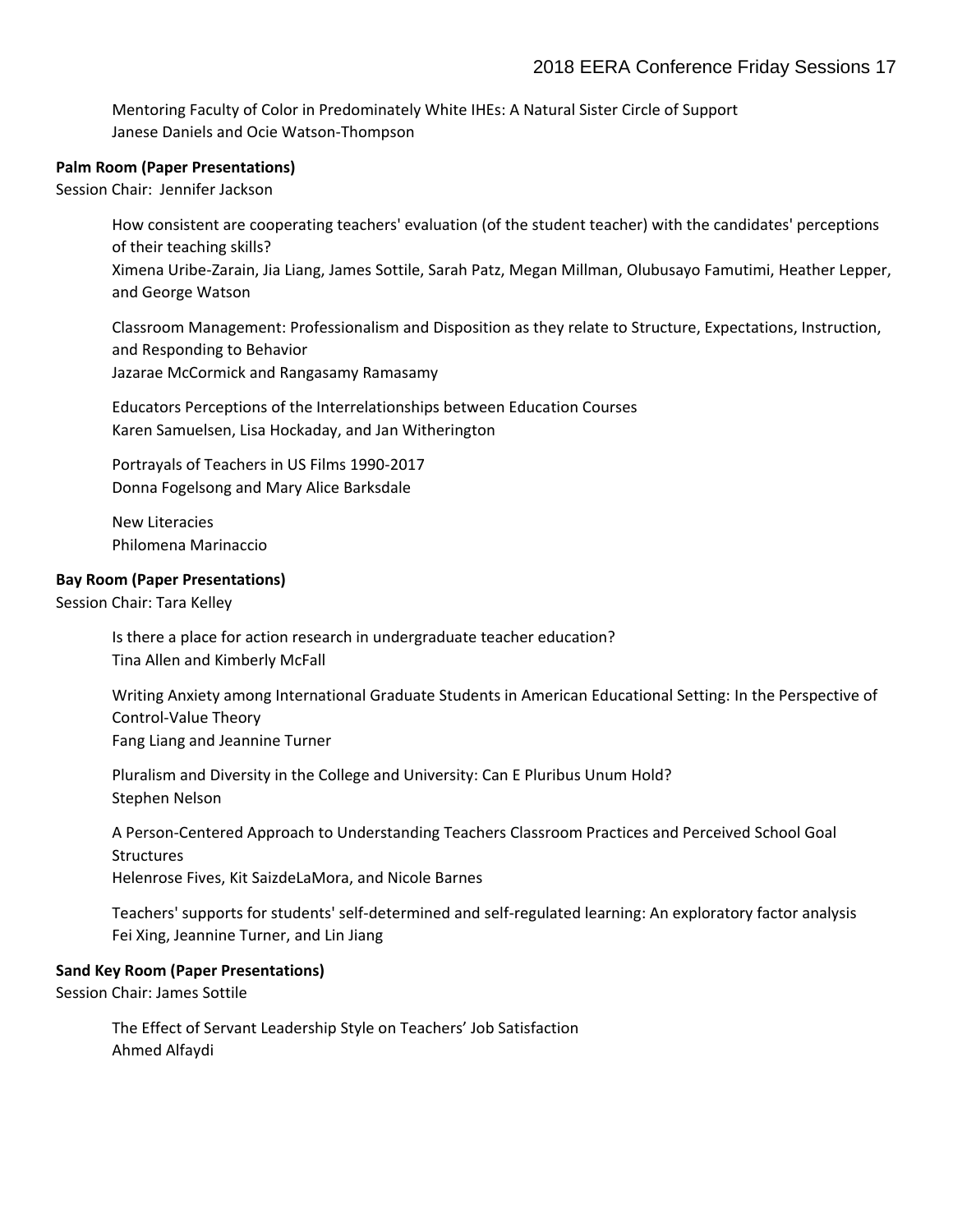Mentoring Faculty of Color in Predominately White IHEs: A Natural Sister Circle of Support
Janese Daniels and Ocie Watson-Thompson

**Palm Room (Paper Presentations)**
Session Chair: Jennifer Jackson

How consistent are cooperating teachers' evaluation (of the student teacher) with the candidates' perceptions of their teaching skills?
Ximena Uribe-Zarain, Jia Liang, James Sottile, Sarah Patz, Megan Millman, Olubusayo Famutimi, Heather Lepper, and George Watson

Classroom Management: Professionalism and Disposition as they relate to Structure, Expectations, Instruction, and Responding to Behavior
Jazarae McCormick and Rangasamy Ramasamy

Educators Perceptions of the Interrelationships between Education Courses
Karen Samuelsen, Lisa Hockaday, and Jan Witherington

Portrayals of Teachers in US Films 1990-2017
Donna Fogelsong and Mary Alice Barksdale

New Literacies
Philomena Marinaccio

**Bay Room (Paper Presentations)**
Session Chair: Tara Kelley

Is there a place for action research in undergraduate teacher education?
Tina Allen and Kimberly McFall

Writing Anxiety among International Graduate Students in American Educational Setting: In the Perspective of Control-Value Theory
Fang Liang and Jeannine Turner

Pluralism and Diversity in the College and University: Can E Pluribus Unum Hold?
Stephen Nelson

A Person-Centered Approach to Understanding Teachers Classroom Practices and Perceived School Goal Structures
Helenrose Fives, Kit SaizdeLaMora, and Nicole Barnes

Teachers' supports for students' self-determined and self-regulated learning: An exploratory factor analysis
Fei Xing, Jeannine Turner, and Lin Jiang

**Sand Key Room (Paper Presentations)**
Session Chair: James Sottile

The Effect of Servant Leadership Style on Teachers' Job Satisfaction
Ahmed Alfaydi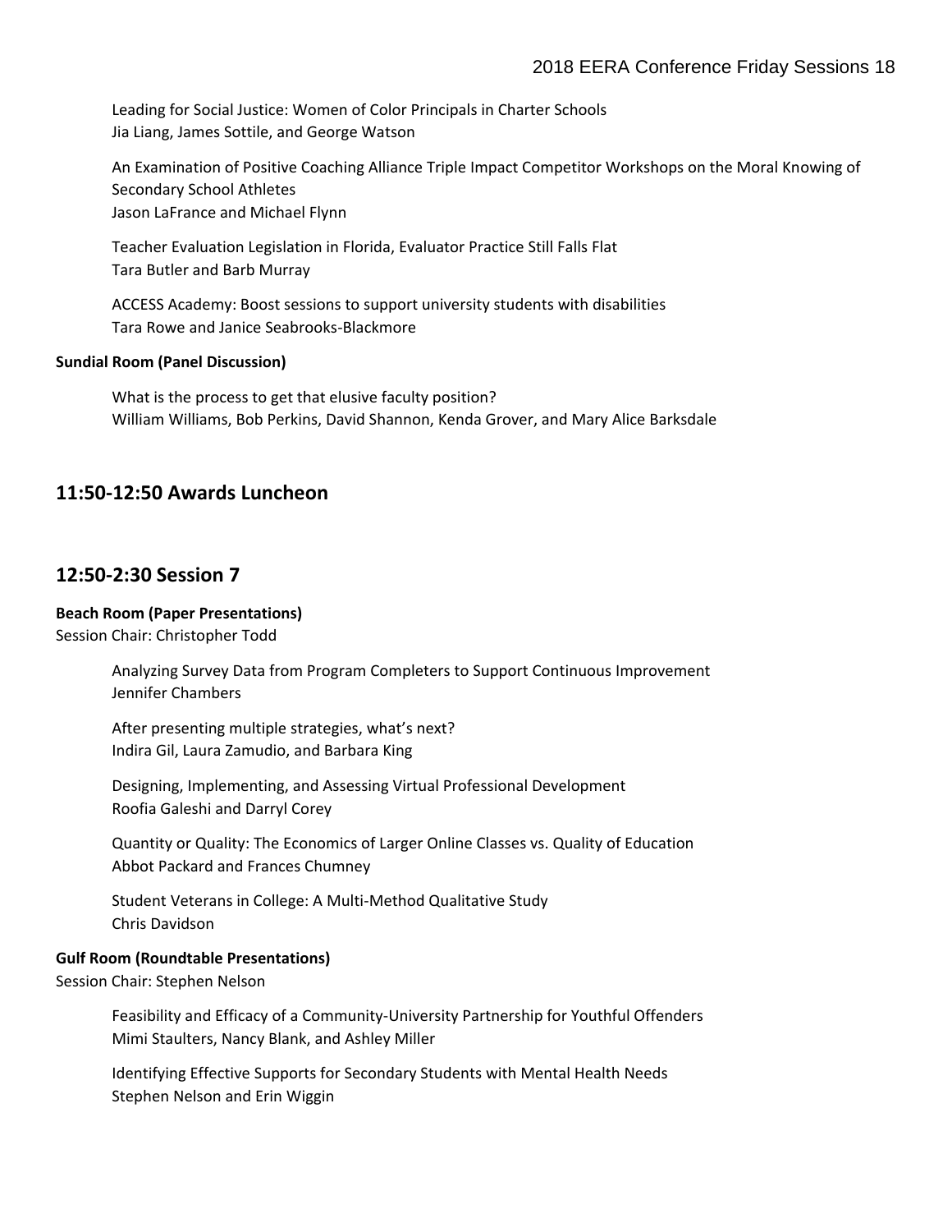Leading for Social Justice: Women of Color Principals in Charter Schools
Jia Liang, James Sottile, and George Watson

An Examination of Positive Coaching Alliance Triple Impact Competitor Workshops on the Moral Knowing of Secondary School Athletes
Jason LaFrance and Michael Flynn

Teacher Evaluation Legislation in Florida, Evaluator Practice Still Falls Flat
Tara Butler and Barb Murray

ACCESS Academy: Boost sessions to support university students with disabilities
Tara Rowe and Janice Seabrooks-Blackmore

**Sundial Room (Panel Discussion)**

What is the process to get that elusive faculty position?
William Williams, Bob Perkins, David Shannon, Kenda Grover, and Mary Alice Barksdale

## 11:50-12:50 Awards Luncheon

## 12:50-2:30 Session 7

**Beach Room (Paper Presentations)**
Session Chair: Christopher Todd

Analyzing Survey Data from Program Completers to Support Continuous Improvement
Jennifer Chambers

After presenting multiple strategies, what's next?
Indira Gil, Laura Zamudio, and Barbara King

Designing, Implementing, and Assessing Virtual Professional Development
Roofia Galeshi and Darryl Corey

Quantity or Quality: The Economics of Larger Online Classes vs. Quality of Education
Abbot Packard and Frances Chumney

Student Veterans in College: A Multi-Method Qualitative Study
Chris Davidson

**Gulf Room (Roundtable Presentations)**
Session Chair: Stephen Nelson

Feasibility and Efficacy of a Community-University Partnership for Youthful Offenders
Mimi Staulters, Nancy Blank, and Ashley Miller

Identifying Effective Supports for Secondary Students with Mental Health Needs
Stephen Nelson and Erin Wiggin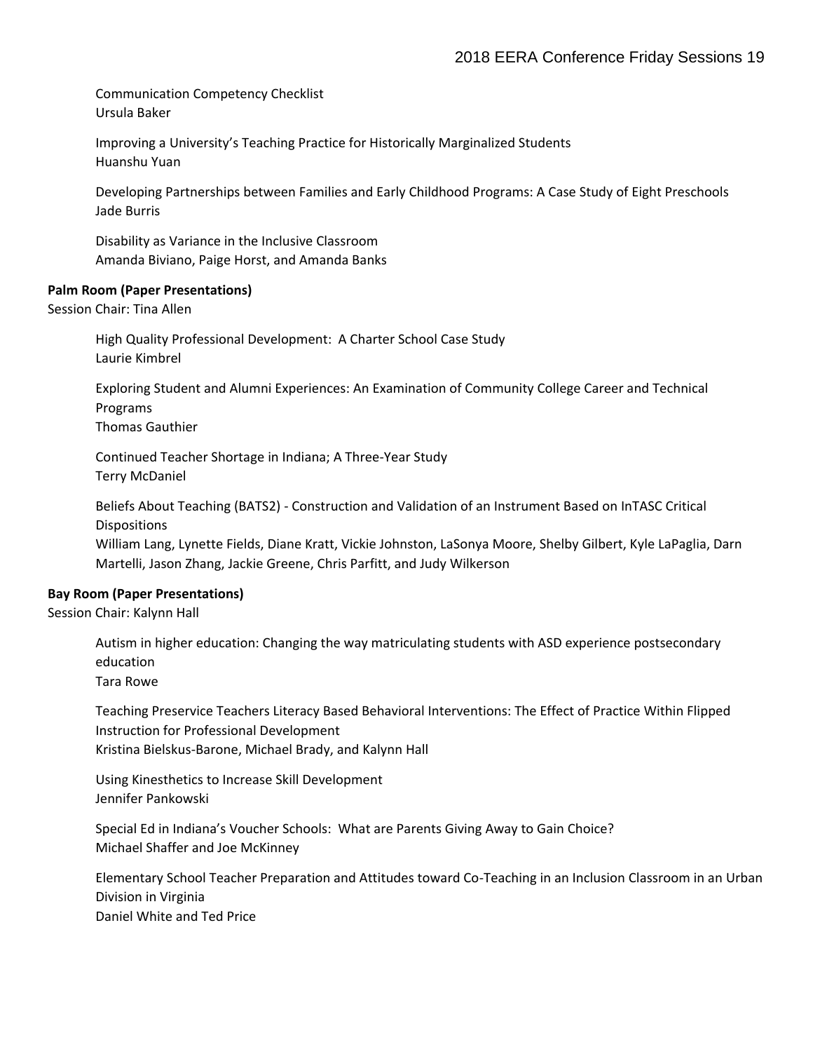Communication Competency Checklist
Ursula Baker

Improving a University's Teaching Practice for Historically Marginalized Students
Huanshu Yuan

Developing Partnerships between Families and Early Childhood Programs: A Case Study of Eight Preschools
Jade Burris

Disability as Variance in the Inclusive Classroom
Amanda Biviano, Paige Horst, and Amanda Banks

**Palm Room (Paper Presentations)**
Session Chair: Tina Allen

High Quality Professional Development: A Charter School Case Study
Laurie Kimbrel

Exploring Student and Alumni Experiences: An Examination of Community College Career and Technical Programs
Thomas Gauthier

Continued Teacher Shortage in Indiana; A Three-Year Study
Terry McDaniel

Beliefs About Teaching (BATS2) - Construction and Validation of an Instrument Based on InTASC Critical Dispositions
William Lang, Lynette Fields, Diane Kratt, Vickie Johnston, LaSonya Moore, Shelby Gilbert, Kyle LaPaglia, Darn Martelli, Jason Zhang, Jackie Greene, Chris Parfitt, and Judy Wilkerson

**Bay Room (Paper Presentations)**
Session Chair: Kalynn Hall

Autism in higher education: Changing the way matriculating students with ASD experience postsecondary education
Tara Rowe

Teaching Preservice Teachers Literacy Based Behavioral Interventions: The Effect of Practice Within Flipped Instruction for Professional Development
Kristina Bielskus-Barone, Michael Brady, and Kalynn Hall

Using Kinesthetics to Increase Skill Development
Jennifer Pankowski

Special Ed in Indiana's Voucher Schools: What are Parents Giving Away to Gain Choice?
Michael Shaffer and Joe McKinney

Elementary School Teacher Preparation and Attitudes toward Co-Teaching in an Inclusion Classroom in an Urban Division in Virginia
Daniel White and Ted Price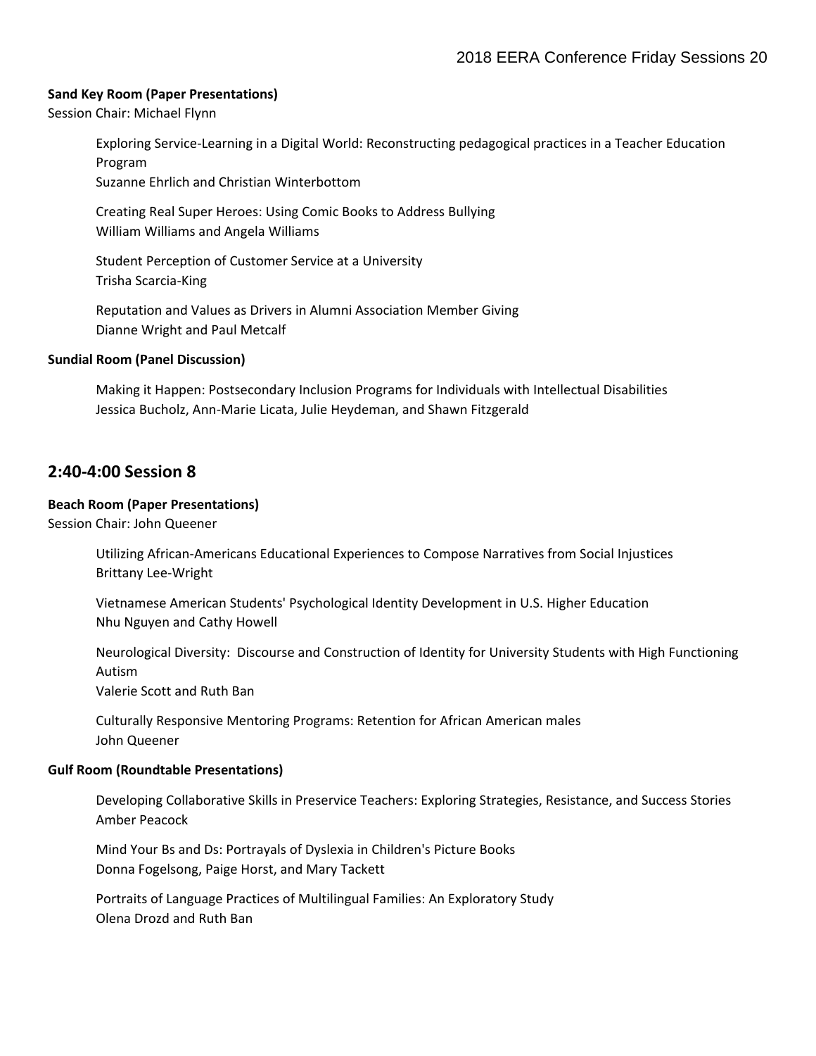**Sand Key Room (Paper Presentations)**
Session Chair: Michael Flynn

Exploring Service-Learning in a Digital World: Reconstructing pedagogical practices in a Teacher Education Program
Suzanne Ehrlich and Christian Winterbottom

Creating Real Super Heroes: Using Comic Books to Address Bullying
William Williams and Angela Williams

Student Perception of Customer Service at a University
Trisha Scarcia-King

Reputation and Values as Drivers in Alumni Association Member Giving
Dianne Wright and Paul Metcalf

**Sundial Room (Panel Discussion)**

Making it Happen: Postsecondary Inclusion Programs for Individuals with Intellectual Disabilities
Jessica Bucholz, Ann-Marie Licata, Julie Heydeman, and Shawn Fitzgerald

## 2:40-4:00 Session 8

**Beach Room (Paper Presentations)**
Session Chair: John Queener

Utilizing African-Americans Educational Experiences to Compose Narratives from Social Injustices
Brittany Lee-Wright

Vietnamese American Students' Psychological Identity Development in U.S. Higher Education
Nhu Nguyen and Cathy Howell

Neurological Diversity: Discourse and Construction of Identity for University Students with High Functioning Autism
Valerie Scott and Ruth Ban

Culturally Responsive Mentoring Programs: Retention for African American males
John Queener

**Gulf Room (Roundtable Presentations)**

Developing Collaborative Skills in Preservice Teachers: Exploring Strategies, Resistance, and Success Stories
Amber Peacock

Mind Your Bs and Ds: Portrayals of Dyslexia in Children's Picture Books
Donna Fogelsong, Paige Horst, and Mary Tackett

Portraits of Language Practices of Multilingual Families: An Exploratory Study
Olena Drozd and Ruth Ban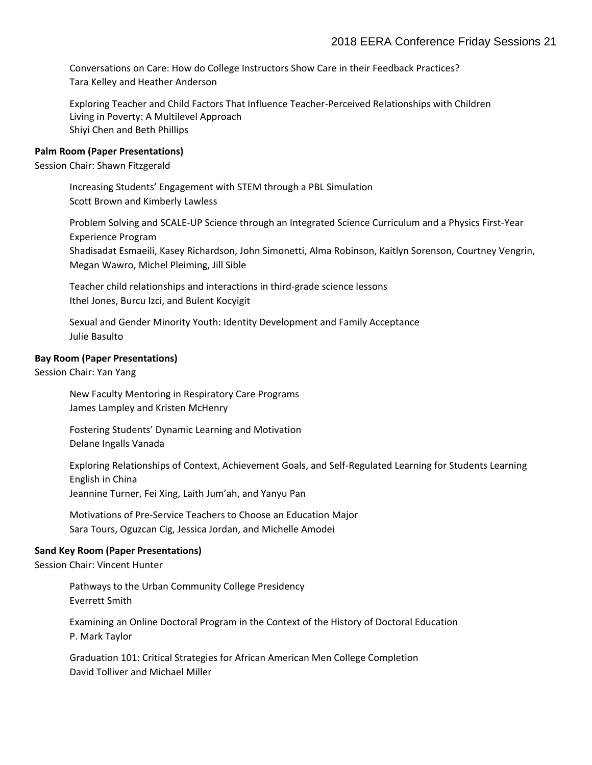Conversations on Care: How do College Instructors Show Care in their Feedback Practices?
Tara Kelley and Heather Anderson

Exploring Teacher and Child Factors That Influence Teacher-Perceived Relationships with Children Living in Poverty: A Multilevel Approach
Shiyi Chen and Beth Phillips

**Palm Room (Paper Presentations)**
Session Chair: Shawn Fitzgerald

Increasing Students' Engagement with STEM through a PBL Simulation
Scott Brown and Kimberly Lawless

Problem Solving and SCALE-UP Science through an Integrated Science Curriculum and a Physics First-Year Experience Program
Shadisadat Esmaeili, Kasey Richardson, John Simonetti, Alma Robinson, Kaitlyn Sorenson, Courtney Vengrin, Megan Wawro, Michel Pleiming, Jill Sible

Teacher child relationships and interactions in third-grade science lessons
Ithel Jones, Burcu Izci, and Bulent Kocyigit

Sexual and Gender Minority Youth: Identity Development and Family Acceptance
Julie Basulto

**Bay Room (Paper Presentations)**
Session Chair: Yan Yang

New Faculty Mentoring in Respiratory Care Programs
James Lampley and Kristen McHenry

Fostering Students' Dynamic Learning and Motivation
Delane Ingalls Vanada

Exploring Relationships of Context, Achievement Goals, and Self-Regulated Learning for Students Learning English in China
Jeannine Turner, Fei Xing, Laith Jum'ah, and Yanyu Pan

Motivations of Pre-Service Teachers to Choose an Education Major
Sara Tours, Oguzcan Cig, Jessica Jordan, and Michelle Amodei

**Sand Key Room (Paper Presentations)**
Session Chair: Vincent Hunter

Pathways to the Urban Community College Presidency
Everrett Smith

Examining an Online Doctoral Program in the Context of the History of Doctoral Education
P. Mark Taylor

Graduation 101: Critical Strategies for African American Men College Completion
David Tolliver and Michael Miller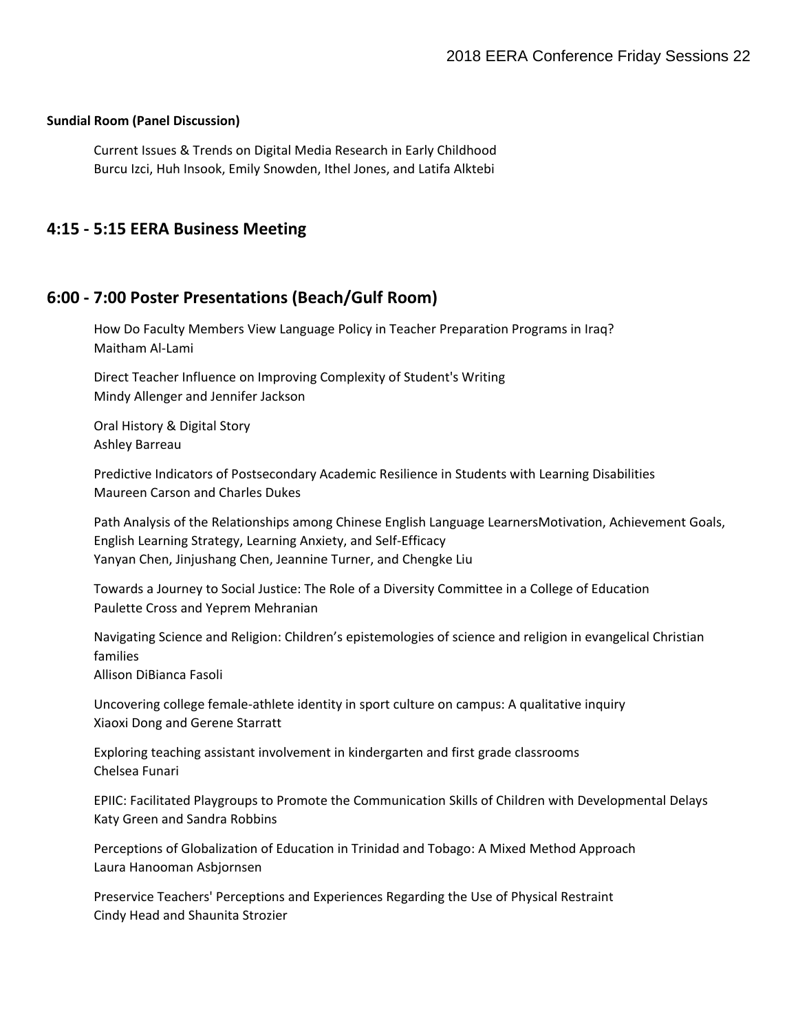**Sundial Room (Panel Discussion)**

Current Issues & Trends on Digital Media Research in Early Childhood
Burcu Izci, Huh Insook, Emily Snowden, Ithel Jones, and Latifa Alktebi

## 4:15 - 5:15 EERA Business Meeting

## 6:00 - 7:00 Poster Presentations (Beach/Gulf Room)

How Do Faculty Members View Language Policy in Teacher Preparation Programs in Iraq?
Maitham Al-Lami

Direct Teacher Influence on Improving Complexity of Student's Writing
Mindy Allenger and Jennifer Jackson

Oral History & Digital Story
Ashley Barreau

Predictive Indicators of Postsecondary Academic Resilience in Students with Learning Disabilities
Maureen Carson and Charles Dukes

Path Analysis of the Relationships among Chinese English Language LearnersMotivation, Achievement Goals, English Learning Strategy, Learning Anxiety, and Self-Efficacy
Yanyan Chen, Jinjushang Chen, Jeannine Turner, and Chengke Liu

Towards a Journey to Social Justice: The Role of a Diversity Committee in a College of Education
Paulette Cross and Yeprem Mehranian

Navigating Science and Religion: Children's epistemologies of science and religion in evangelical Christian families
Allison DiBianca Fasoli

Uncovering college female-athlete identity in sport culture on campus: A qualitative inquiry
Xiaoxi Dong and Gerene Starratt

Exploring teaching assistant involvement in kindergarten and first grade classrooms
Chelsea Funari

EPIIC: Facilitated Playgroups to Promote the Communication Skills of Children with Developmental Delays
Katy Green and Sandra Robbins

Perceptions of Globalization of Education in Trinidad and Tobago: A Mixed Method Approach
Laura Hanooman Asbjornsen

Preservice Teachers' Perceptions and Experiences Regarding the Use of Physical Restraint
Cindy Head and Shaunita Strozier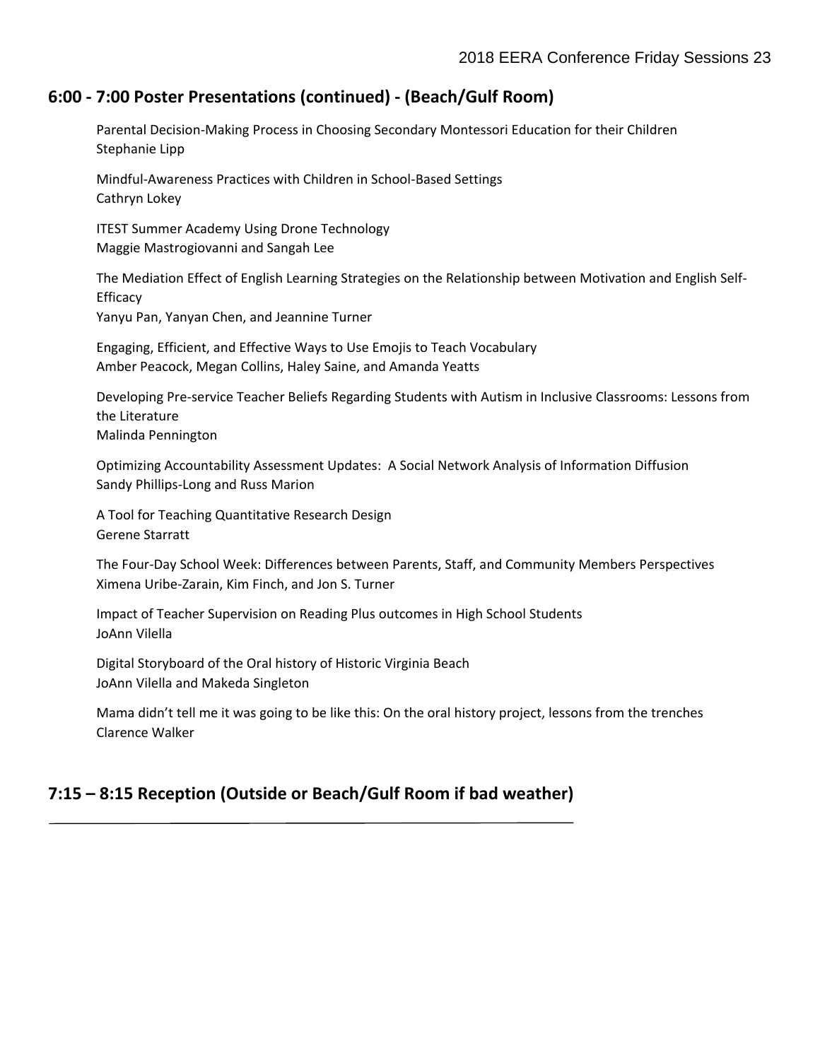## 6:00 - 7:00 Poster Presentations (continued) - (Beach/Gulf Room)

Parental Decision-Making Process in Choosing Secondary Montessori Education for their Children
Stephanie Lipp

Mindful-Awareness Practices with Children in School-Based Settings
Cathryn Lokey

ITEST Summer Academy Using Drone Technology
Maggie Mastrogiovanni and Sangah Lee

The Mediation Effect of English Learning Strategies on the Relationship between Motivation and English Self-Efficacy
Yanyu Pan, Yanyan Chen, and Jeannine Turner

Engaging, Efficient, and Effective Ways to Use Emojis to Teach Vocabulary
Amber Peacock, Megan Collins, Haley Saine, and Amanda Yeatts

Developing Pre-service Teacher Beliefs Regarding Students with Autism in Inclusive Classrooms: Lessons from the Literature
Malinda Pennington

Optimizing Accountability Assessment Updates: A Social Network Analysis of Information Diffusion
Sandy Phillips-Long and Russ Marion

A Tool for Teaching Quantitative Research Design
Gerene Starratt

The Four-Day School Week: Differences between Parents, Staff, and Community Members Perspectives
Ximena Uribe-Zarain, Kim Finch, and Jon S. Turner

Impact of Teacher Supervision on Reading Plus outcomes in High School Students
JoAnn Vilella

Digital Storyboard of the Oral history of Historic Virginia Beach
JoAnn Vilella and Makeda Singleton

Mama didn't tell me it was going to be like this: On the oral history project, lessons from the trenches
Clarence Walker

## 7:15 – 8:15 Reception (Outside or Beach/Gulf Room if bad weather)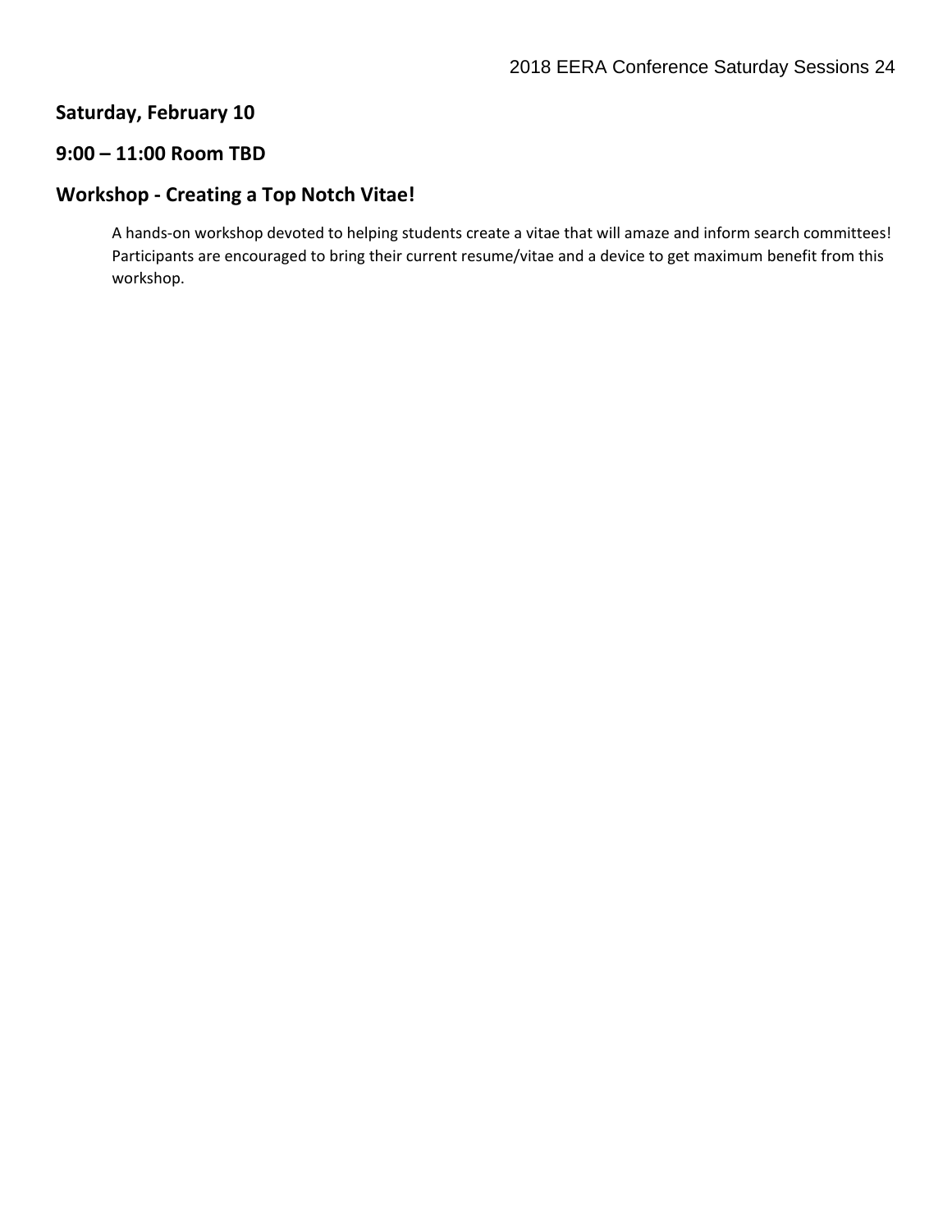## Saturday, February 10

### 9:00 – 11:00 Room TBD

### Workshop - Creating a Top Notch Vitae!

A hands-on workshop devoted to helping students create a vitae that will amaze and inform search committees! Participants are encouraged to bring their current resume/vitae and a device to get maximum benefit from this workshop.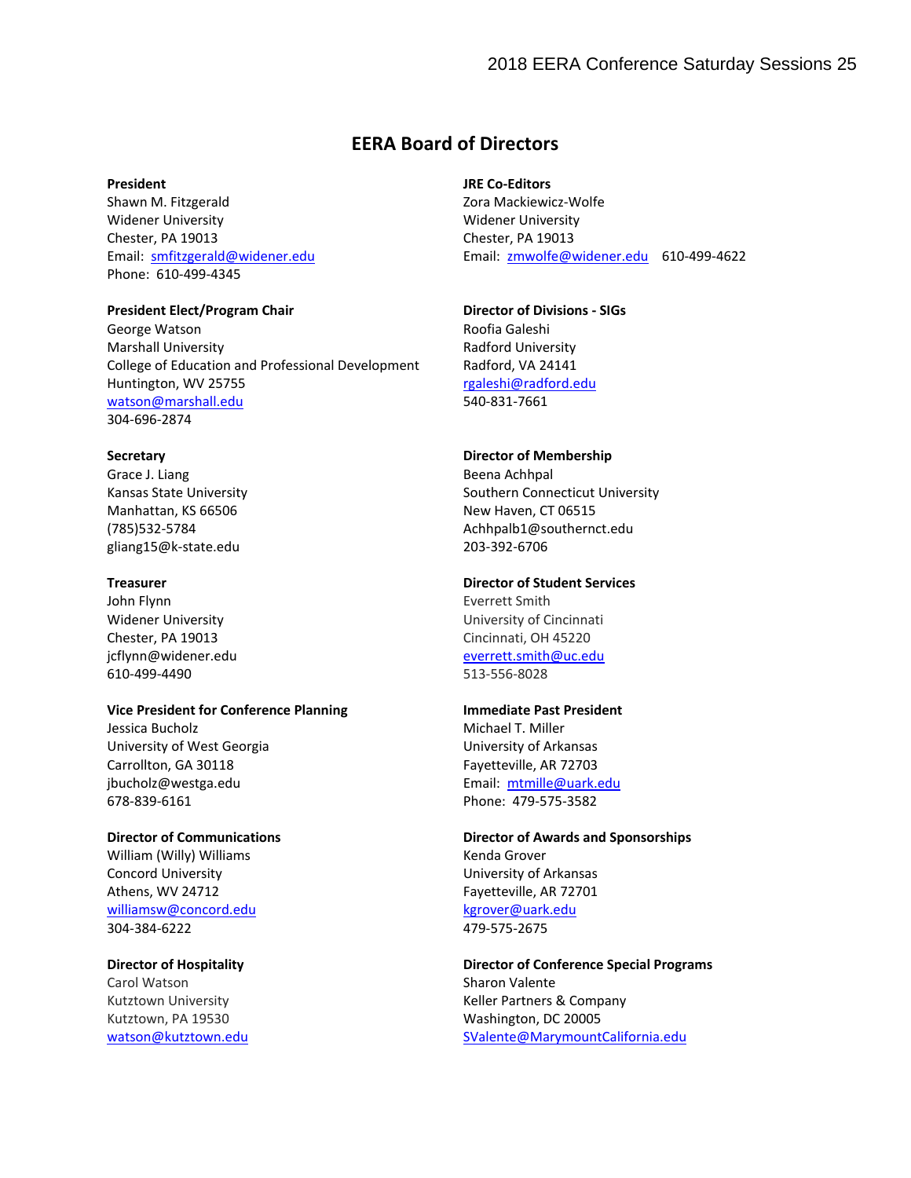# EERA Board of Directors

**President**
Shawn M. Fitzgerald
Widener University
Chester, PA 19013
Email: smfitzgerald@widener.edu
Phone: 610-499-4345

**President Elect/Program Chair**
George Watson
Marshall University
College of Education and Professional Development
Huntington, WV 25755
watson@marshall.edu
304-696-2874

**Secretary**
Grace J. Liang
Kansas State University
Manhattan, KS 66506
(785)532-5784
gliang15@k-state.edu

**Treasurer**
John Flynn
Widener University
Chester, PA 19013
jcflynn@widener.edu
610-499-4490

**Vice President for Conference Planning**
Jessica Bucholz
University of West Georgia
Carrollton, GA 30118
jbucholz@westga.edu
678-839-6161

**Director of Communications**
William (Willy) Williams
Concord University
Athens, WV 24712
williamsw@concord.edu
304-384-6222

**Director of Hospitality**
Carol Watson
Kutztown University
Kutztown, PA 19530
watson@kutztown.edu

**JRE Co-Editors**
Zora Mackiewicz-Wolfe
Widener University
Chester, PA 19013
Email: zmwolfe@widener.edu 610-499-4622

**Director of Divisions - SIGs**
Roofia Galeshi
Radford University
Radford, VA 24141
rgaleshi@radford.edu
540-831-7661

**Director of Membership**
Beena Achhpal
Southern Connecticut University
New Haven, CT 06515
Achhpalb1@southernct.edu
203-392-6706

**Director of Student Services**
Everrett Smith
University of Cincinnati
Cincinnati, OH 45220
everrett.smith@uc.edu
513-556-8028

**Immediate Past President**
Michael T. Miller
University of Arkansas
Fayetteville, AR 72703
Email: mtmille@uark.edu
Phone: 479-575-3582

**Director of Awards and Sponsorships**
Kenda Grover
University of Arkansas
Fayetteville, AR 72701
kgrover@uark.edu
479-575-2675

**Director of Conference Special Programs**
Sharon Valente
Keller Partners & Company
Washington, DC 20005
SValente@MarymountCalifornia.edu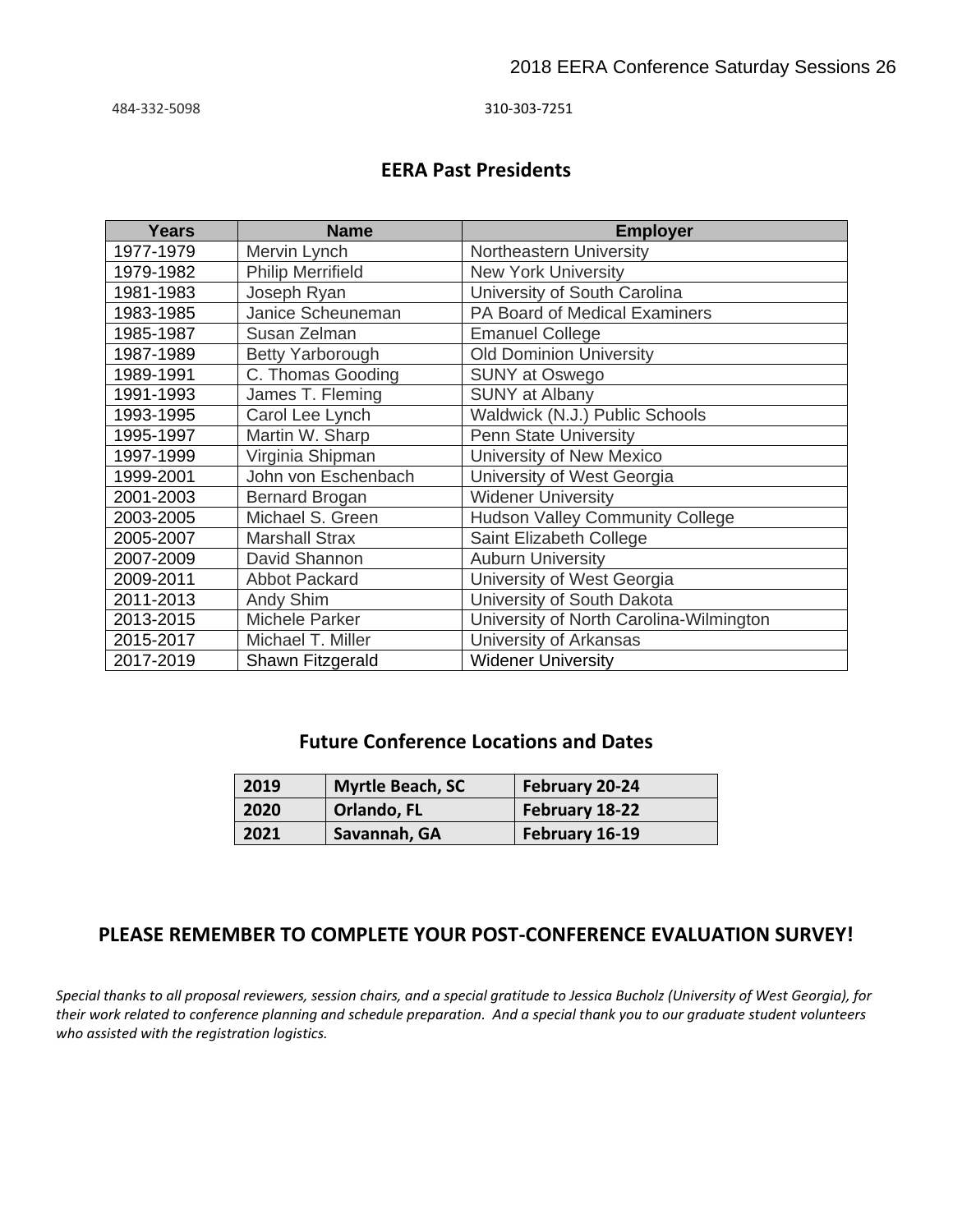484-332-5098 310-303-7251

## EERA Past Presidents

| Years | Name | Employer |
|---|---|---|
| 1977-1979 | Mervin Lynch | Northeastern University |
| 1979-1982 | Philip Merrifield | New York University |
| 1981-1983 | Joseph Ryan | University of South Carolina |
| 1983-1985 | Janice Scheuneman | PA Board of Medical Examiners |
| 1985-1987 | Susan Zelman | Emanuel College |
| 1987-1989 | Betty Yarborough | Old Dominion University |
| 1989-1991 | C. Thomas Gooding | SUNY at Oswego |
| 1991-1993 | James T. Fleming | SUNY at Albany |
| 1993-1995 | Carol Lee Lynch | Waldwick (N.J.) Public Schools |
| 1995-1997 | Martin W. Sharp | Penn State University |
| 1997-1999 | Virginia Shipman | University of New Mexico |
| 1999-2001 | John von Eschenbach | University of West Georgia |
| 2001-2003 | Bernard Brogan | Widener University |
| 2003-2005 | Michael S. Green | Hudson Valley Community College |
| 2005-2007 | Marshall Strax | Saint Elizabeth College |
| 2007-2009 | David Shannon | Auburn University |
| 2009-2011 | Abbot Packard | University of West Georgia |
| 2011-2013 | Andy Shim | University of South Dakota |
| 2013-2015 | Michele Parker | University of North Carolina-Wilmington |
| 2015-2017 | Michael T. Miller | University of Arkansas |
| 2017-2019 | Shawn Fitzgerald | Widener University |

## Future Conference Locations and Dates

| 2019 | Myrtle Beach, SC | February 20-24 |
|---|---|---|
| 2020 | Orlando, FL | February 18-22 |
| 2021 | Savannah, GA | February 16-19 |

## PLEASE REMEMBER TO COMPLETE YOUR POST-CONFERENCE EVALUATION SURVEY!

*Special thanks to all proposal reviewers, session chairs, and a special gratitude to Jessica Bucholz (University of West Georgia), for their work related to conference planning and schedule preparation. And a special thank you to our graduate student volunteers who assisted with the registration logistics.*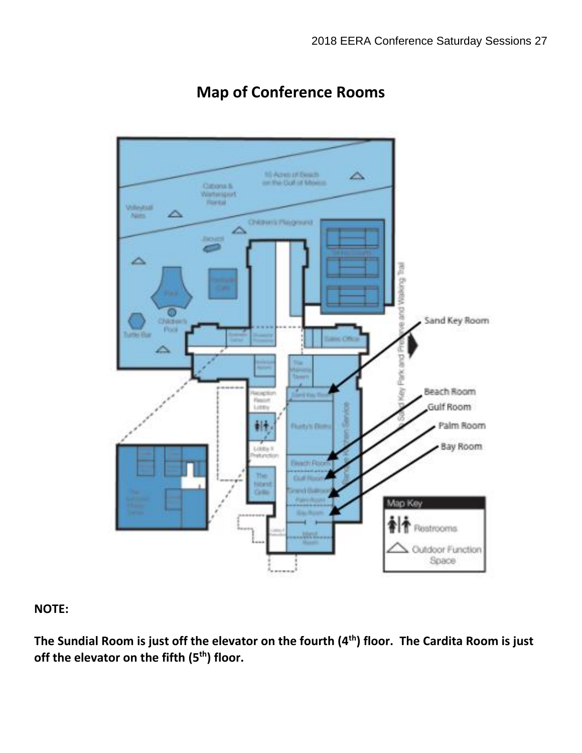## Map of Conference Rooms

Sand Key Room

Beach Room

Gulf Room

Palm Room

Bay Room

Map Key

Restrooms

Outdoor Function Space

**NOTE:**

**The Sundial Room is just off the elevator on the fourth (4th) floor. The Cardita Room is just off the elevator on the fifth (5th) floor.**